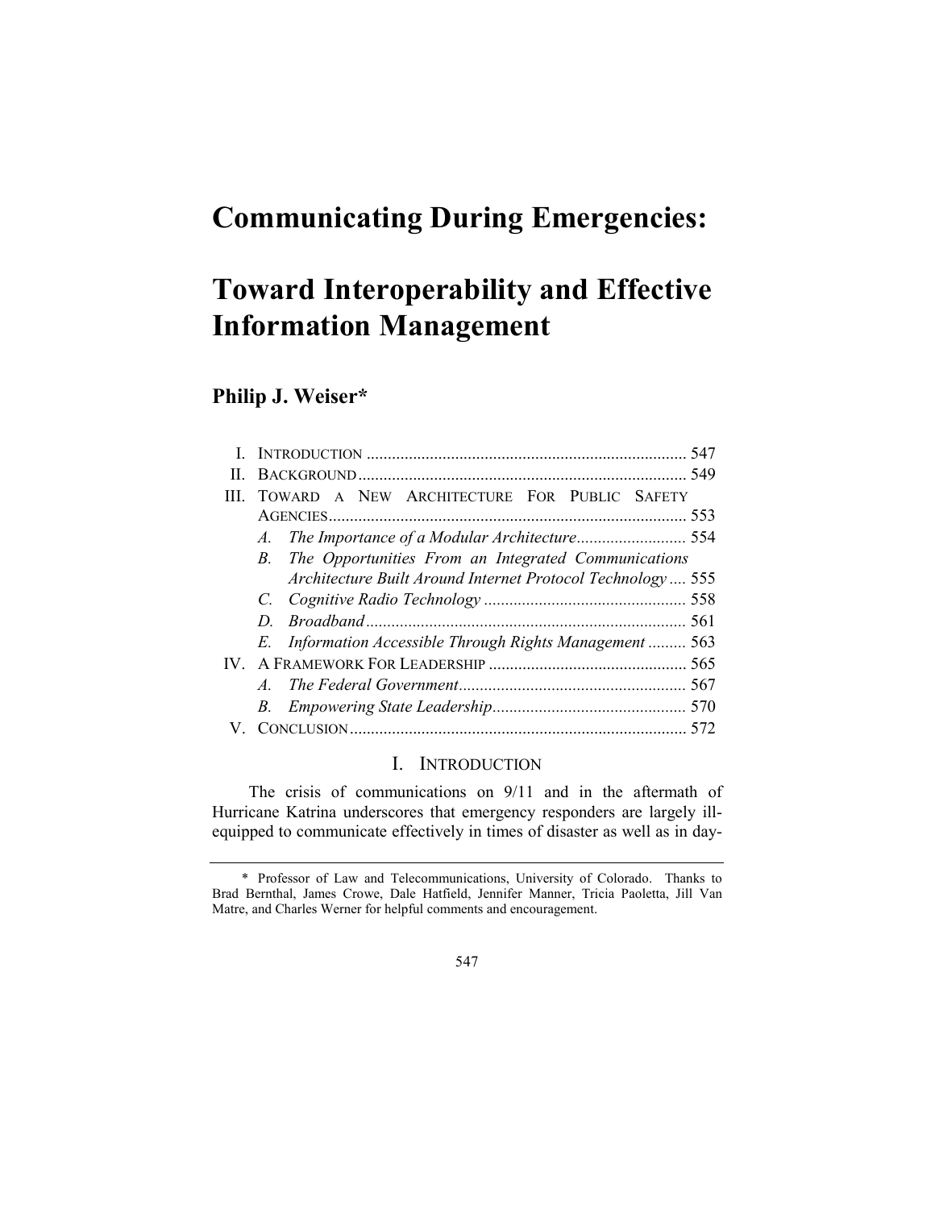# Communicating During Emergencies:

# Toward Interoperability and Effective Information Management

## Philip J. Weiser*

I. INTRODUCTION .......................................................................... 547
II. BACKGROUND ............................................................................ 549
III. TOWARD A NEW ARCHITECTURE FOR PUBLIC SAFETY AGENCIES .................................................................................... 553
  *A. The Importance of a Modular Architecture* .......................... 554
  *B. The Opportunities From an Integrated Communications Architecture Built Around Internet Protocol Technology* .... 555
  *C. Cognitive Radio Technology* ................................................ 558
  *D. Broadband* ........................................................................... 561
  *E. Information Accessible Through Rights Management* ......... 563
IV. A FRAMEWORK FOR LEADERSHIP ............................................... 565
  *A. The Federal Government* ...................................................... 567
  *B. Empowering State Leadership* ............................................. 570
V. CONCLUSION ............................................................................... 572

## I. INTRODUCTION

The crisis of communications on 9/11 and in the aftermath of Hurricane Katrina underscores that emergency responders are largely ill-equipped to communicate effectively in times of disaster as well as in day-

\* Professor of Law and Telecommunications, University of Colorado. Thanks to Brad Bernthal, James Crowe, Dale Hatfield, Jennifer Manner, Tricia Paoletta, Jill Van Matre, and Charles Werner for helpful comments and encouragement.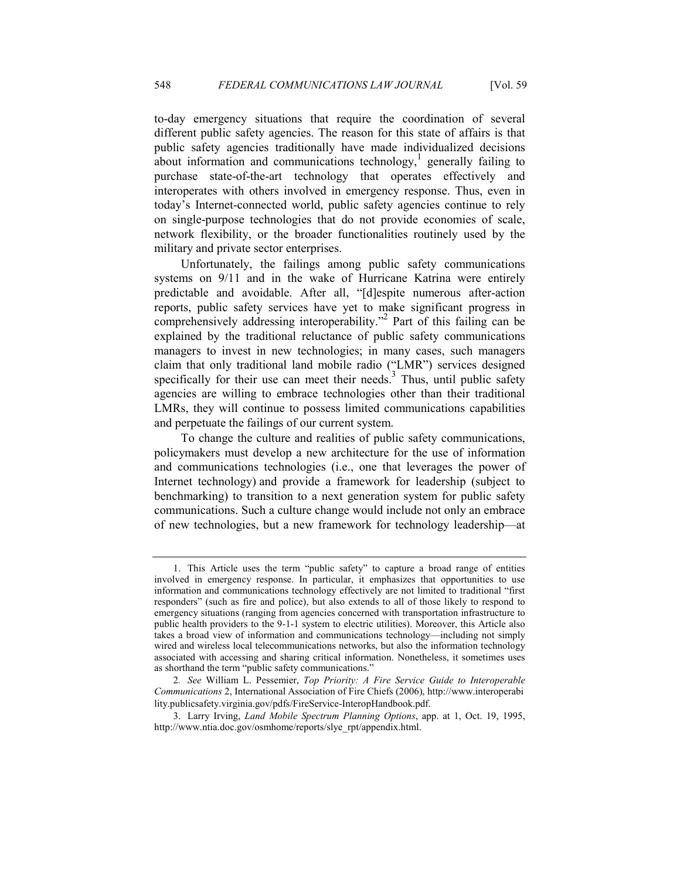to-day emergency situations that require the coordination of several different public safety agencies. The reason for this state of affairs is that public safety agencies traditionally have made individualized decisions about information and communications technology,[1] generally failing to purchase state-of-the-art technology that operates effectively and interoperates with others involved in emergency response. Thus, even in today's Internet-connected world, public safety agencies continue to rely on single-purpose technologies that do not provide economies of scale, network flexibility, or the broader functionalities routinely used by the military and private sector enterprises.

Unfortunately, the failings among public safety communications systems on 9/11 and in the wake of Hurricane Katrina were entirely predictable and avoidable. After all, "[d]espite numerous after-action reports, public safety services have yet to make significant progress in comprehensively addressing interoperability."[2] Part of this failing can be explained by the traditional reluctance of public safety communications managers to invest in new technologies; in many cases, such managers claim that only traditional land mobile radio ("LMR") services designed specifically for their use can meet their needs.[3] Thus, until public safety agencies are willing to embrace technologies other than their traditional LMRs, they will continue to possess limited communications capabilities and perpetuate the failings of our current system.

To change the culture and realities of public safety communications, policymakers must develop a new architecture for the use of information and communications technologies (i.e., one that leverages the power of Internet technology) and provide a framework for leadership (subject to benchmarking) to transition to a next generation system for public safety communications. Such a culture change would include not only an embrace of new technologies, but a new framework for technology leadership—at

---

1. This Article uses the term "public safety" to capture a broad range of entities involved in emergency response. In particular, it emphasizes that opportunities to use information and communications technology effectively are not limited to traditional "first responders" (such as fire and police), but also extends to all of those likely to respond to emergency situations (ranging from agencies concerned with transportation infrastructure to public health providers to the 9-1-1 system to electric utilities). Moreover, this Article also takes a broad view of information and communications technology—including not simply wired and wireless local telecommunications networks, but also the information technology associated with accessing and sharing critical information. Nonetheless, it sometimes uses as shorthand the term "public safety communications."

2. *See* William L. Pessemier, *Top Priority: A Fire Service Guide to Interoperable Communications* 2, International Association of Fire Chiefs (2006), http://www.interoperability.publicsafety.virginia.gov/pdfs/FireService-InteropHandbook.pdf.

3. Larry Irving, *Land Mobile Spectrum Planning Options*, app. at 1, Oct. 19, 1995, http://www.ntia.doc.gov/osmhome/reports/slye_rpt/appendix.html.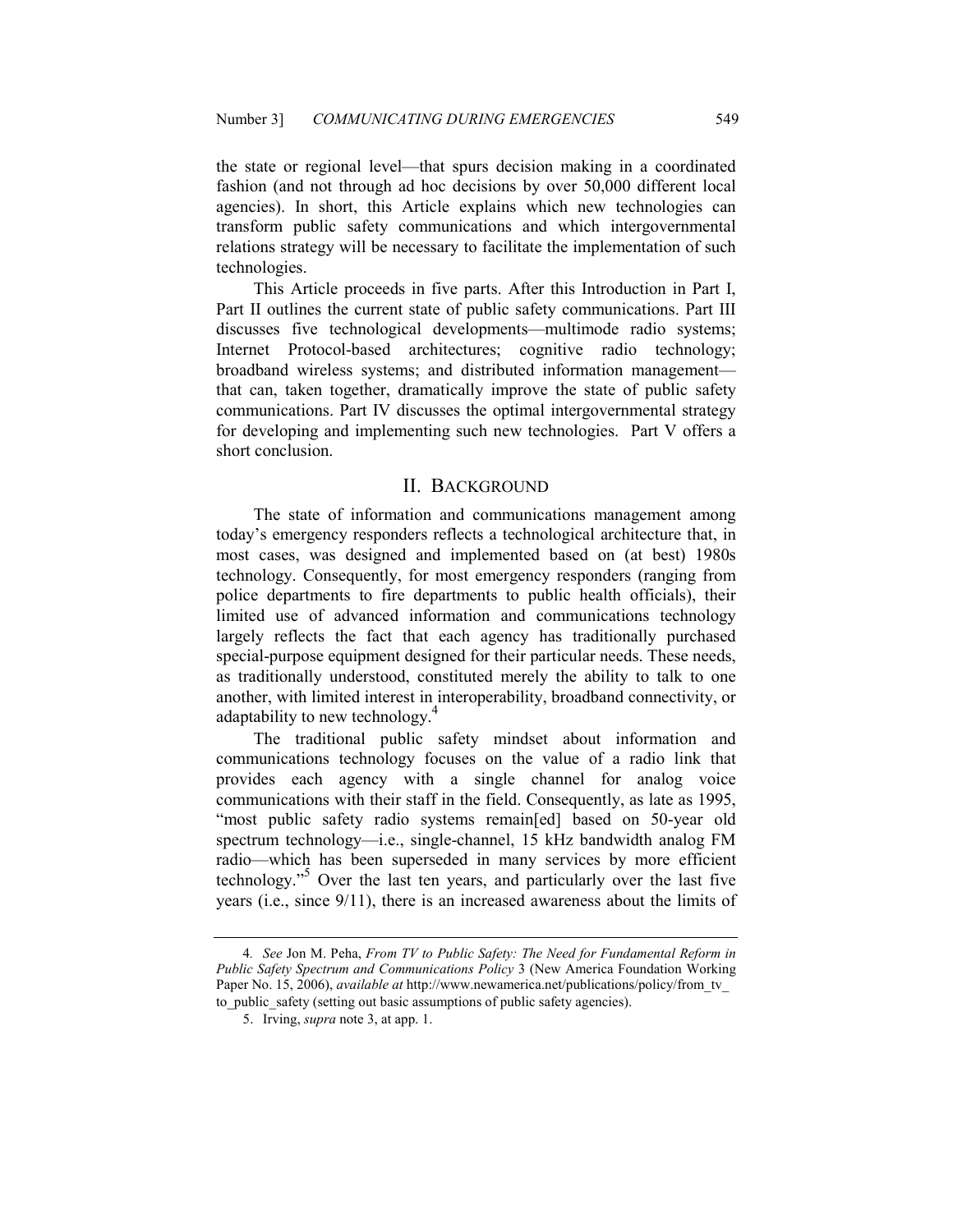the state or regional level—that spurs decision making in a coordinated fashion (and not through ad hoc decisions by over 50,000 different local agencies). In short, this Article explains which new technologies can transform public safety communications and which intergovernmental relations strategy will be necessary to facilitate the implementation of such technologies.

This Article proceeds in five parts. After this Introduction in Part I, Part II outlines the current state of public safety communications. Part III discusses five technological developments—multimode radio systems; Internet Protocol-based architectures; cognitive radio technology; broadband wireless systems; and distributed information management—that can, taken together, dramatically improve the state of public safety communications. Part IV discusses the optimal intergovernmental strategy for developing and implementing such new technologies. Part V offers a short conclusion.

## II. BACKGROUND

The state of information and communications management among today's emergency responders reflects a technological architecture that, in most cases, was designed and implemented based on (at best) 1980s technology. Consequently, for most emergency responders (ranging from police departments to fire departments to public health officials), their limited use of advanced information and communications technology largely reflects the fact that each agency has traditionally purchased special-purpose equipment designed for their particular needs. These needs, as traditionally understood, constituted merely the ability to talk to one another, with limited interest in interoperability, broadband connectivity, or adaptability to new technology.[4]

The traditional public safety mindset about information and communications technology focuses on the value of a radio link that provides each agency with a single channel for analog voice communications with their staff in the field. Consequently, as late as 1995, "most public safety radio systems remain[ed] based on 50-year old spectrum technology—i.e., single-channel, 15 kHz bandwidth analog FM radio—which has been superseded in many services by more efficient technology."[5] Over the last ten years, and particularly over the last five years (i.e., since 9/11), there is an increased awareness about the limits of

---

4. *See* Jon M. Peha, *From TV to Public Safety: The Need for Fundamental Reform in Public Safety Spectrum and Communications Policy* 3 (New America Foundation Working Paper No. 15, 2006), *available at* http://www.newamerica.net/publications/policy/from_tv_to_public_safety (setting out basic assumptions of public safety agencies).

5. Irving, *supra* note 3, at app. 1.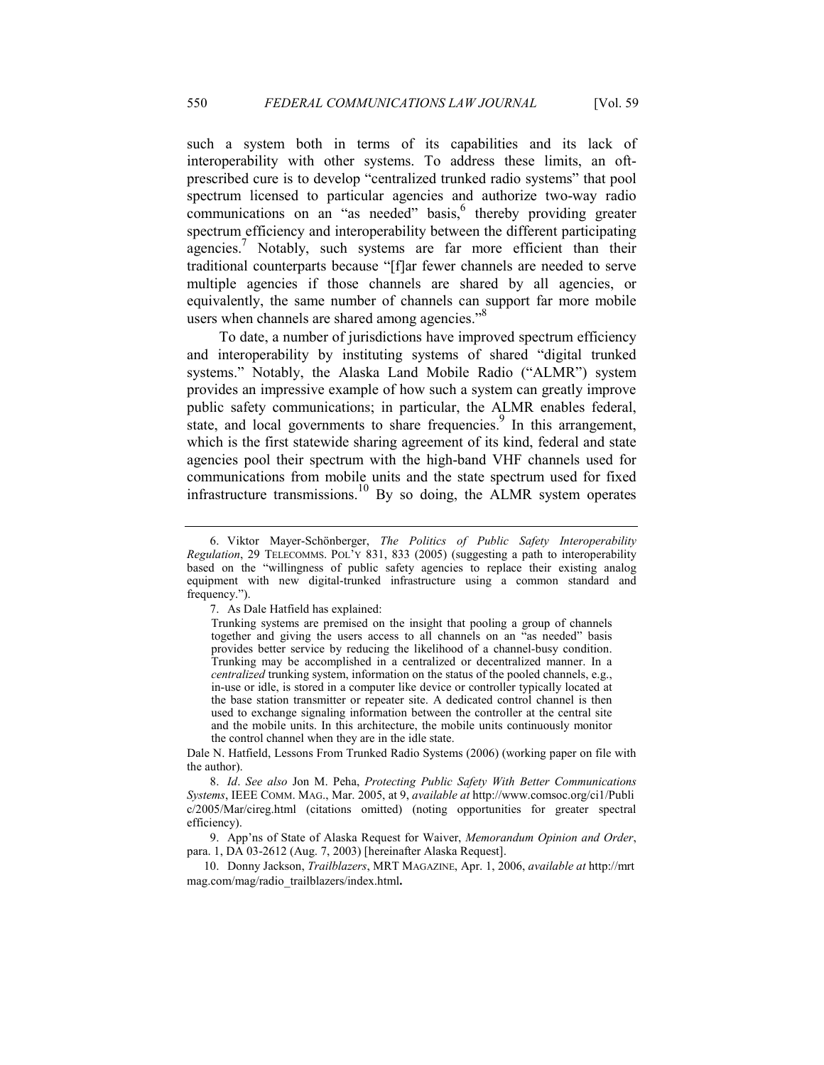such a system both in terms of its capabilities and its lack of interoperability with other systems. To address these limits, an oft-prescribed cure is to develop "centralized trunked radio systems" that pool spectrum licensed to particular agencies and authorize two-way radio communications on an "as needed" basis,[6] thereby providing greater spectrum efficiency and interoperability between the different participating agencies.[7] Notably, such systems are far more efficient than their traditional counterparts because "[f]ar fewer channels are needed to serve multiple agencies if those channels are shared by all agencies, or equivalently, the same number of channels can support far more mobile users when channels are shared among agencies."[8]

To date, a number of jurisdictions have improved spectrum efficiency and interoperability by instituting systems of shared "digital trunked systems." Notably, the Alaska Land Mobile Radio ("ALMR") system provides an impressive example of how such a system can greatly improve public safety communications; in particular, the ALMR enables federal, state, and local governments to share frequencies.[9] In this arrangement, which is the first statewide sharing agreement of its kind, federal and state agencies pool their spectrum with the high-band VHF channels used for communications from mobile units and the state spectrum used for fixed infrastructure transmissions.[10] By so doing, the ALMR system operates

---

6. Viktor Mayer-Schönberger, *The Politics of Public Safety Interoperability Regulation*, 29 TELECOMMS. POL'Y 831, 833 (2005) (suggesting a path to interoperability based on the "willingness of public safety agencies to replace their existing analog equipment with new digital-trunked infrastructure using a common standard and frequency.").

7. As Dale Hatfield has explained:

> Trunking systems are premised on the insight that pooling a group of channels together and giving the users access to all channels on an "as needed" basis provides better service by reducing the likelihood of a channel-busy condition. Trunking may be accomplished in a centralized or decentralized manner. In a *centralized* trunking system, information on the status of the pooled channels, e.g., in-use or idle, is stored in a computer like device or controller typically located at the base station transmitter or repeater site. A dedicated control channel is then used to exchange signaling information between the controller at the central site and the mobile units. In this architecture, the mobile units continuously monitor the control channel when they are in the idle state.

Dale N. Hatfield, Lessons From Trunked Radio Systems (2006) (working paper on file with the author).

8. *Id*. *See also* Jon M. Peha, *Protecting Public Safety With Better Communications Systems*, IEEE COMM. MAG., Mar. 2005, at 9, *available at* http://www.comsoc.org/ci1/Public/2005/Mar/cireg.html (citations omitted) (noting opportunities for greater spectral efficiency).

9. App'ns of State of Alaska Request for Waiver, *Memorandum Opinion and Order*, para. 1, DA 03-2612 (Aug. 7, 2003) [hereinafter Alaska Request].

10. Donny Jackson, *Trailblazers*, MRT MAGAZINE, Apr. 1, 2006, *available at* http://mrtmag.com/mag/radio_trailblazers/index.html.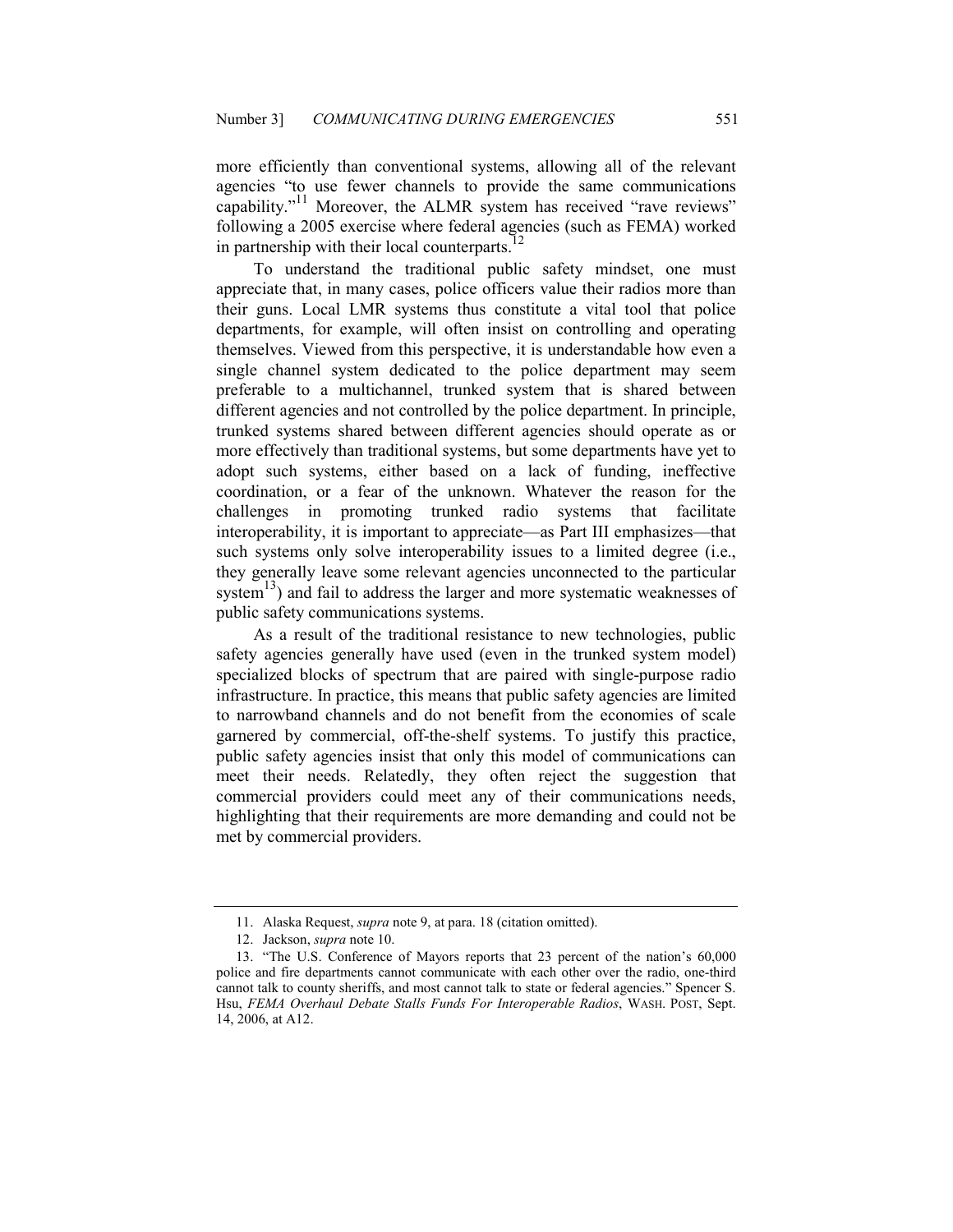more efficiently than conventional systems, allowing all of the relevant agencies "to use fewer channels to provide the same communications capability."[11] Moreover, the ALMR system has received "rave reviews" following a 2005 exercise where federal agencies (such as FEMA) worked in partnership with their local counterparts.[12]

To understand the traditional public safety mindset, one must appreciate that, in many cases, police officers value their radios more than their guns. Local LMR systems thus constitute a vital tool that police departments, for example, will often insist on controlling and operating themselves. Viewed from this perspective, it is understandable how even a single channel system dedicated to the police department may seem preferable to a multichannel, trunked system that is shared between different agencies and not controlled by the police department. In principle, trunked systems shared between different agencies should operate as or more effectively than traditional systems, but some departments have yet to adopt such systems, either based on a lack of funding, ineffective coordination, or a fear of the unknown. Whatever the reason for the challenges in promoting trunked radio systems that facilitate interoperability, it is important to appreciate—as Part III emphasizes—that such systems only solve interoperability issues to a limited degree (i.e., they generally leave some relevant agencies unconnected to the particular system[13]) and fail to address the larger and more systematic weaknesses of public safety communications systems.

As a result of the traditional resistance to new technologies, public safety agencies generally have used (even in the trunked system model) specialized blocks of spectrum that are paired with single-purpose radio infrastructure. In practice, this means that public safety agencies are limited to narrowband channels and do not benefit from the economies of scale garnered by commercial, off-the-shelf systems. To justify this practice, public safety agencies insist that only this model of communications can meet their needs. Relatedly, they often reject the suggestion that commercial providers could meet any of their communications needs, highlighting that their requirements are more demanding and could not be met by commercial providers.

---

11. Alaska Request, *supra* note 9, at para. 18 (citation omitted).

12. Jackson, *supra* note 10.

13. "The U.S. Conference of Mayors reports that 23 percent of the nation's 60,000 police and fire departments cannot communicate with each other over the radio, one-third cannot talk to county sheriffs, and most cannot talk to state or federal agencies." Spencer S. Hsu, *FEMA Overhaul Debate Stalls Funds For Interoperable Radios*, WASH. POST, Sept. 14, 2006, at A12.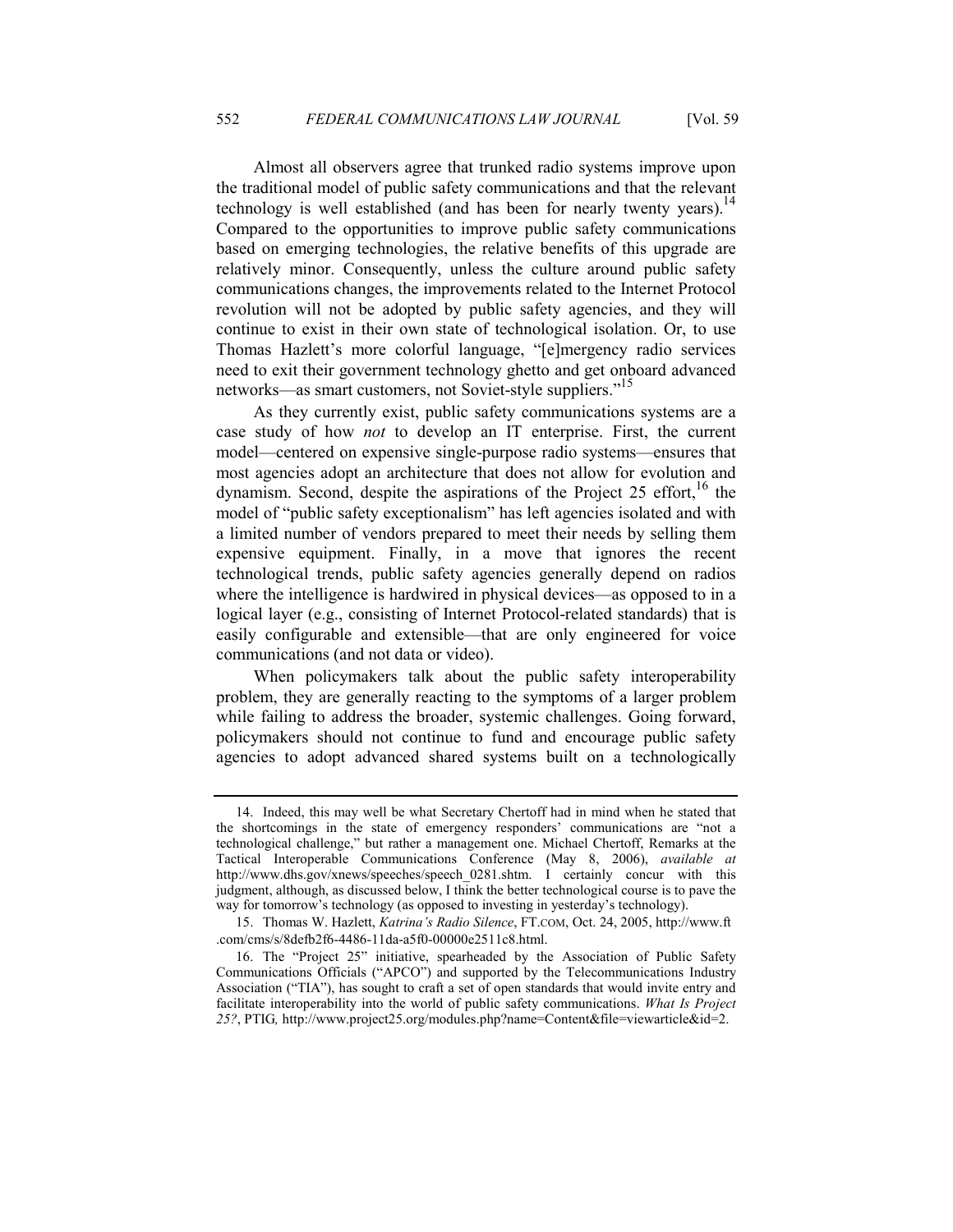Almost all observers agree that trunked radio systems improve upon the traditional model of public safety communications and that the relevant technology is well established (and has been for nearly twenty years).[14] Compared to the opportunities to improve public safety communications based on emerging technologies, the relative benefits of this upgrade are relatively minor. Consequently, unless the culture around public safety communications changes, the improvements related to the Internet Protocol revolution will not be adopted by public safety agencies, and they will continue to exist in their own state of technological isolation. Or, to use Thomas Hazlett's more colorful language, "[e]mergency radio services need to exit their government technology ghetto and get onboard advanced networks—as smart customers, not Soviet-style suppliers."[15]

As they currently exist, public safety communications systems are a case study of how *not* to develop an IT enterprise. First, the current model—centered on expensive single-purpose radio systems—ensures that most agencies adopt an architecture that does not allow for evolution and dynamism. Second, despite the aspirations of the Project 25 effort,[16] the model of "public safety exceptionalism" has left agencies isolated and with a limited number of vendors prepared to meet their needs by selling them expensive equipment. Finally, in a move that ignores the recent technological trends, public safety agencies generally depend on radios where the intelligence is hardwired in physical devices—as opposed to in a logical layer (e.g., consisting of Internet Protocol-related standards) that is easily configurable and extensible—that are only engineered for voice communications (and not data or video).

When policymakers talk about the public safety interoperability problem, they are generally reacting to the symptoms of a larger problem while failing to address the broader, systemic challenges. Going forward, policymakers should not continue to fund and encourage public safety agencies to adopt advanced shared systems built on a technologically

---

14. Indeed, this may well be what Secretary Chertoff had in mind when he stated that the shortcomings in the state of emergency responders' communications are "not a technological challenge," but rather a management one. Michael Chertoff, Remarks at the Tactical Interoperable Communications Conference (May 8, 2006), *available at* http://www.dhs.gov/xnews/speeches/speech_0281.shtm. I certainly concur with this judgment, although, as discussed below, I think the better technological course is to pave the way for tomorrow's technology (as opposed to investing in yesterday's technology).

15. Thomas W. Hazlett, *Katrina's Radio Silence*, FT.COM, Oct. 24, 2005, http://www.ft.com/cms/s/8defb2f6-4486-11da-a5f0-00000e2511c8.html.

16. The "Project 25" initiative, spearheaded by the Association of Public Safety Communications Officials ("APCO") and supported by the Telecommunications Industry Association ("TIA"), has sought to craft a set of open standards that would invite entry and facilitate interoperability into the world of public safety communications. *What Is Project 25?*, PTIG, http://www.project25.org/modules.php?name=Content&file=viewarticle&id=2.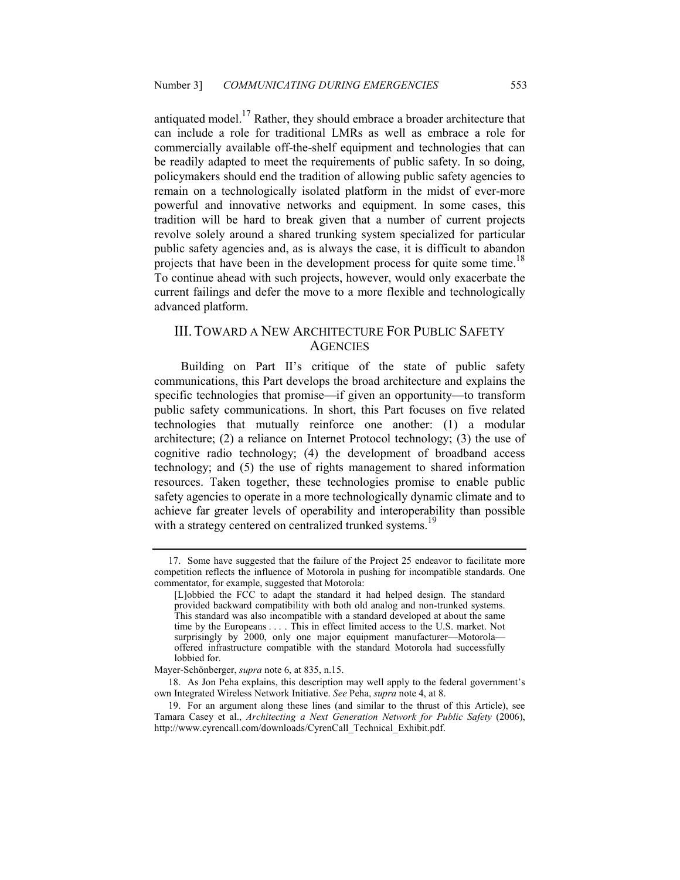antiquated model.[17] Rather, they should embrace a broader architecture that can include a role for traditional LMRs as well as embrace a role for commercially available off-the-shelf equipment and technologies that can be readily adapted to meet the requirements of public safety. In so doing, policymakers should end the tradition of allowing public safety agencies to remain on a technologically isolated platform in the midst of ever-more powerful and innovative networks and equipment. In some cases, this tradition will be hard to break given that a number of current projects revolve solely around a shared trunking system specialized for particular public safety agencies and, as is always the case, it is difficult to abandon projects that have been in the development process for quite some time.[18] To continue ahead with such projects, however, would only exacerbate the current failings and defer the move to a more flexible and technologically advanced platform.

## III. TOWARD A NEW ARCHITECTURE FOR PUBLIC SAFETY AGENCIES

Building on Part II's critique of the state of public safety communications, this Part develops the broad architecture and explains the specific technologies that promise—if given an opportunity—to transform public safety communications. In short, this Part focuses on five related technologies that mutually reinforce one another: (1) a modular architecture; (2) a reliance on Internet Protocol technology; (3) the use of cognitive radio technology; (4) the development of broadband access technology; and (5) the use of rights management to shared information resources. Taken together, these technologies promise to enable public safety agencies to operate in a more technologically dynamic climate and to achieve far greater levels of operability and interoperability than possible with a strategy centered on centralized trunked systems.[19]

---

17. Some have suggested that the failure of the Project 25 endeavor to facilitate more competition reflects the influence of Motorola in pushing for incompatible standards. One commentator, for example, suggested that Motorola:

> [L]obbied the FCC to adapt the standard it had helped design. The standard provided backward compatibility with both old analog and non-trunked systems. This standard was also incompatible with a standard developed at about the same time by the Europeans . . . . This in effect limited access to the U.S. market. Not surprisingly by 2000, only one major equipment manufacturer—Motorola—offered infrastructure compatible with the standard Motorola had successfully lobbied for.

Mayer-Schönberger, *supra* note 6, at 835, n.15.

18. As Jon Peha explains, this description may well apply to the federal government's own Integrated Wireless Network Initiative. *See* Peha, *supra* note 4, at 8.

19. For an argument along these lines (and similar to the thrust of this Article), see Tamara Casey et al., *Architecting a Next Generation Network for Public Safety* (2006), http://www.cyrencall.com/downloads/CyrenCall_Technical_Exhibit.pdf.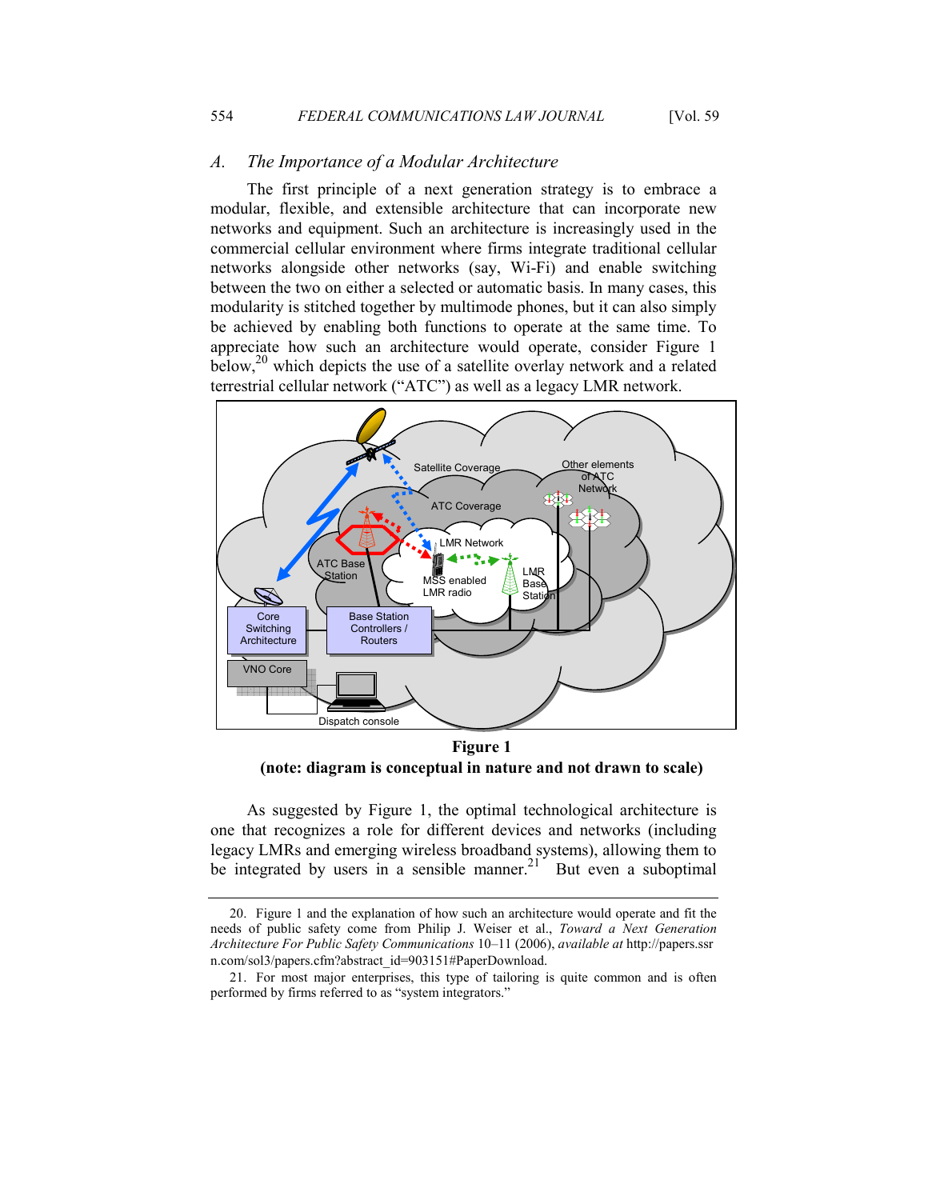### A. *The Importance of a Modular Architecture*

The first principle of a next generation strategy is to embrace a modular, flexible, and extensible architecture that can incorporate new networks and equipment. Such an architecture is increasingly used in the commercial cellular environment where firms integrate traditional cellular networks alongside other networks (say, Wi-Fi) and enable switching between the two on either a selected or automatic basis. In many cases, this modularity is stitched together by multimode phones, but it can also simply be achieved by enabling both functions to operate at the same time. To appreciate how such an architecture would operate, consider Figure 1 below,[20] which depicts the use of a satellite overlay network and a related terrestrial cellular network ("ATC") as well as a legacy LMR network.

**Figure 1**
**(note: diagram is conceptual in nature and not drawn to scale)**

As suggested by Figure 1, the optimal technological architecture is one that recognizes a role for different devices and networks (including legacy LMRs and emerging wireless broadband systems), allowing them to be integrated by users in a sensible manner.[21] But even a suboptimal

---

20. Figure 1 and the explanation of how such an architecture would operate and fit the needs of public safety come from Philip J. Weiser et al., *Toward a Next Generation Architecture For Public Safety Communications* 10–11 (2006), *available at* http://papers.ssrn.com/sol3/papers.cfm?abstract_id=903151#PaperDownload.

21. For most major enterprises, this type of tailoring is quite common and is often performed by firms referred to as "system integrators."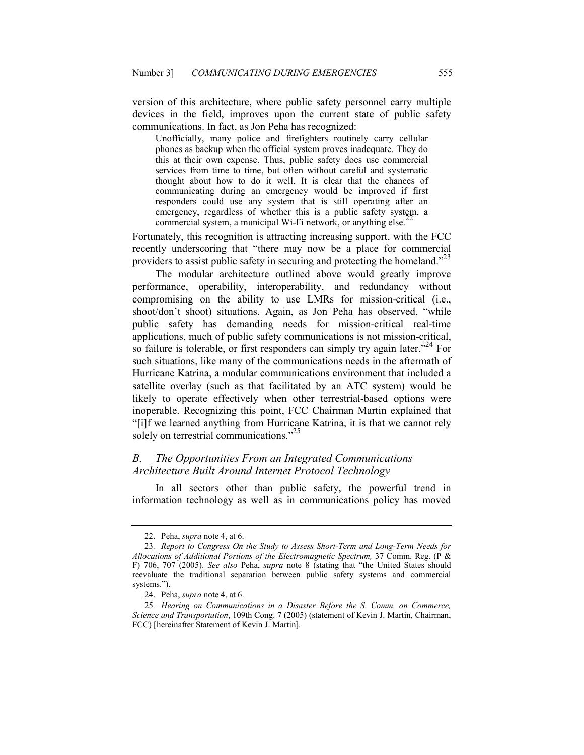version of this architecture, where public safety personnel carry multiple devices in the field, improves upon the current state of public safety communications. In fact, as Jon Peha has recognized:

> Unofficially, many police and firefighters routinely carry cellular phones as backup when the official system proves inadequate. They do this at their own expense. Thus, public safety does use commercial services from time to time, but often without careful and systematic thought about how to do it well. It is clear that the chances of communicating during an emergency would be improved if first responders could use any system that is still operating after an emergency, regardless of whether this is a public safety system, a commercial system, a municipal Wi-Fi network, or anything else.[22]

Fortunately, this recognition is attracting increasing support, with the FCC recently underscoring that "there may now be a place for commercial providers to assist public safety in securing and protecting the homeland."[23]

The modular architecture outlined above would greatly improve performance, operability, interoperability, and redundancy without compromising on the ability to use LMRs for mission-critical (i.e., shoot/don't shoot) situations. Again, as Jon Peha has observed, "while public safety has demanding needs for mission-critical real-time applications, much of public safety communications is not mission-critical, so failure is tolerable, or first responders can simply try again later."[24] For such situations, like many of the communications needs in the aftermath of Hurricane Katrina, a modular communications environment that included a satellite overlay (such as that facilitated by an ATC system) would be likely to operate effectively when other terrestrial-based options were inoperable. Recognizing this point, FCC Chairman Martin explained that "[i]f we learned anything from Hurricane Katrina, it is that we cannot rely solely on terrestrial communications."[25]

## *B. The Opportunities From an Integrated Communications Architecture Built Around Internet Protocol Technology*

In all sectors other than public safety, the powerful trend in information technology as well as in communications policy has moved

---

22. Peha, *supra* note 4, at 6.

23. *Report to Congress On the Study to Assess Short-Term and Long-Term Needs for Allocations of Additional Portions of the Electromagnetic Spectrum,* 37 Comm. Reg. (P & F) 706, 707 (2005). *See also* Peha, *supra* note 8 (stating that "the United States should reevaluate the traditional separation between public safety systems and commercial systems.").

24. Peha, *supra* note 4, at 6.

25. *Hearing on Communications in a Disaster Before the S. Comm. on Commerce, Science and Transportation*, 109th Cong. 7 (2005) (statement of Kevin J. Martin, Chairman, FCC) [hereinafter Statement of Kevin J. Martin].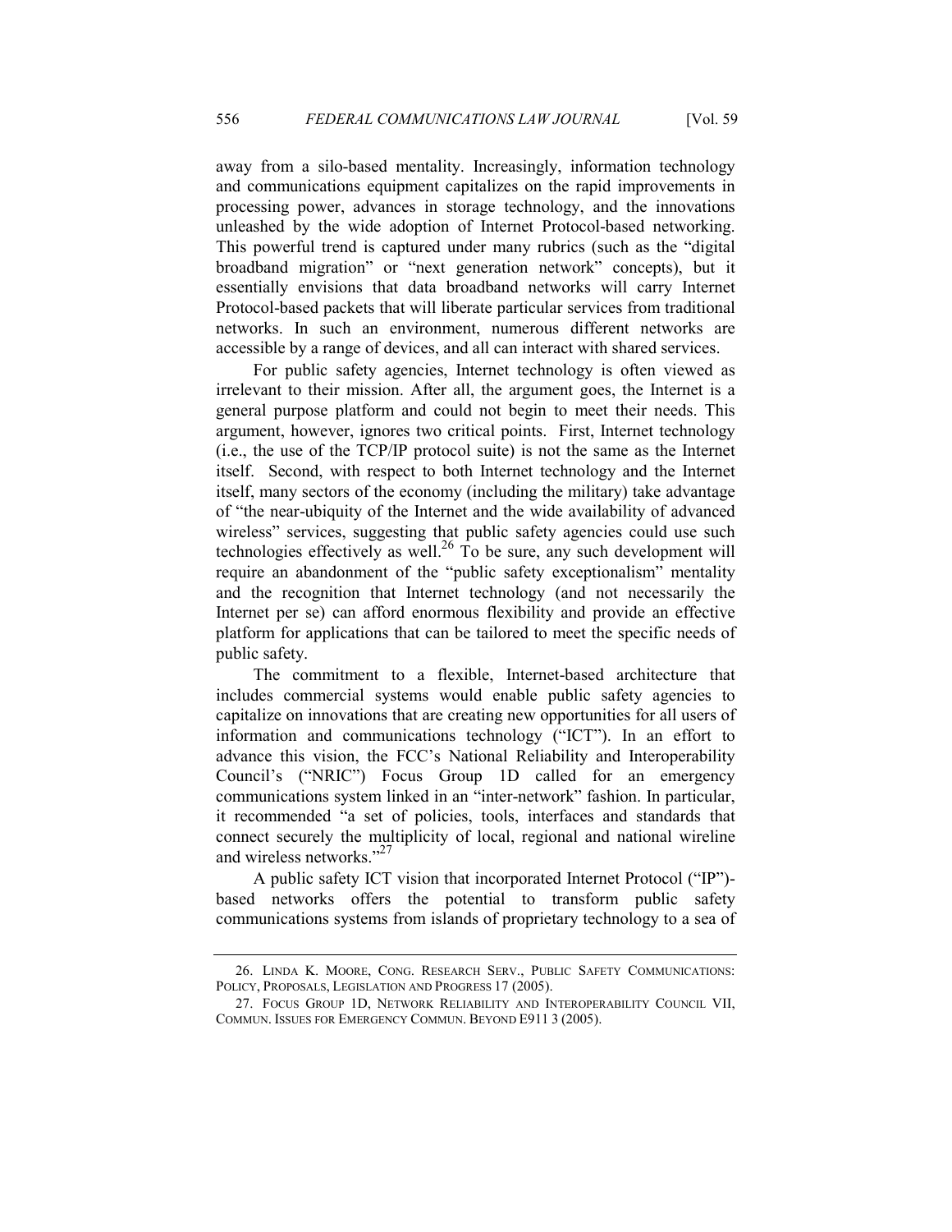away from a silo-based mentality. Increasingly, information technology and communications equipment capitalizes on the rapid improvements in processing power, advances in storage technology, and the innovations unleashed by the wide adoption of Internet Protocol-based networking. This powerful trend is captured under many rubrics (such as the "digital broadband migration" or "next generation network" concepts), but it essentially envisions that data broadband networks will carry Internet Protocol-based packets that will liberate particular services from traditional networks. In such an environment, numerous different networks are accessible by a range of devices, and all can interact with shared services.

For public safety agencies, Internet technology is often viewed as irrelevant to their mission. After all, the argument goes, the Internet is a general purpose platform and could not begin to meet their needs. This argument, however, ignores two critical points. First, Internet technology (i.e., the use of the TCP/IP protocol suite) is not the same as the Internet itself. Second, with respect to both Internet technology and the Internet itself, many sectors of the economy (including the military) take advantage of "the near-ubiquity of the Internet and the wide availability of advanced wireless" services, suggesting that public safety agencies could use such technologies effectively as well.[26] To be sure, any such development will require an abandonment of the "public safety exceptionalism" mentality and the recognition that Internet technology (and not necessarily the Internet per se) can afford enormous flexibility and provide an effective platform for applications that can be tailored to meet the specific needs of public safety.

The commitment to a flexible, Internet-based architecture that includes commercial systems would enable public safety agencies to capitalize on innovations that are creating new opportunities for all users of information and communications technology ("ICT"). In an effort to advance this vision, the FCC's National Reliability and Interoperability Council's ("NRIC") Focus Group 1D called for an emergency communications system linked in an "inter-network" fashion. In particular, it recommended "a set of policies, tools, interfaces and standards that connect securely the multiplicity of local, regional and national wireline and wireless networks."[27]

A public safety ICT vision that incorporated Internet Protocol ("IP")-based networks offers the potential to transform public safety communications systems from islands of proprietary technology to a sea of

26. LINDA K. MOORE, CONG. RESEARCH SERV., PUBLIC SAFETY COMMUNICATIONS: POLICY, PROPOSALS, LEGISLATION AND PROGRESS 17 (2005).

27. FOCUS GROUP 1D, NETWORK RELIABILITY AND INTEROPERABILITY COUNCIL VII, COMMUN. ISSUES FOR EMERGENCY COMMUN. BEYOND E911 3 (2005).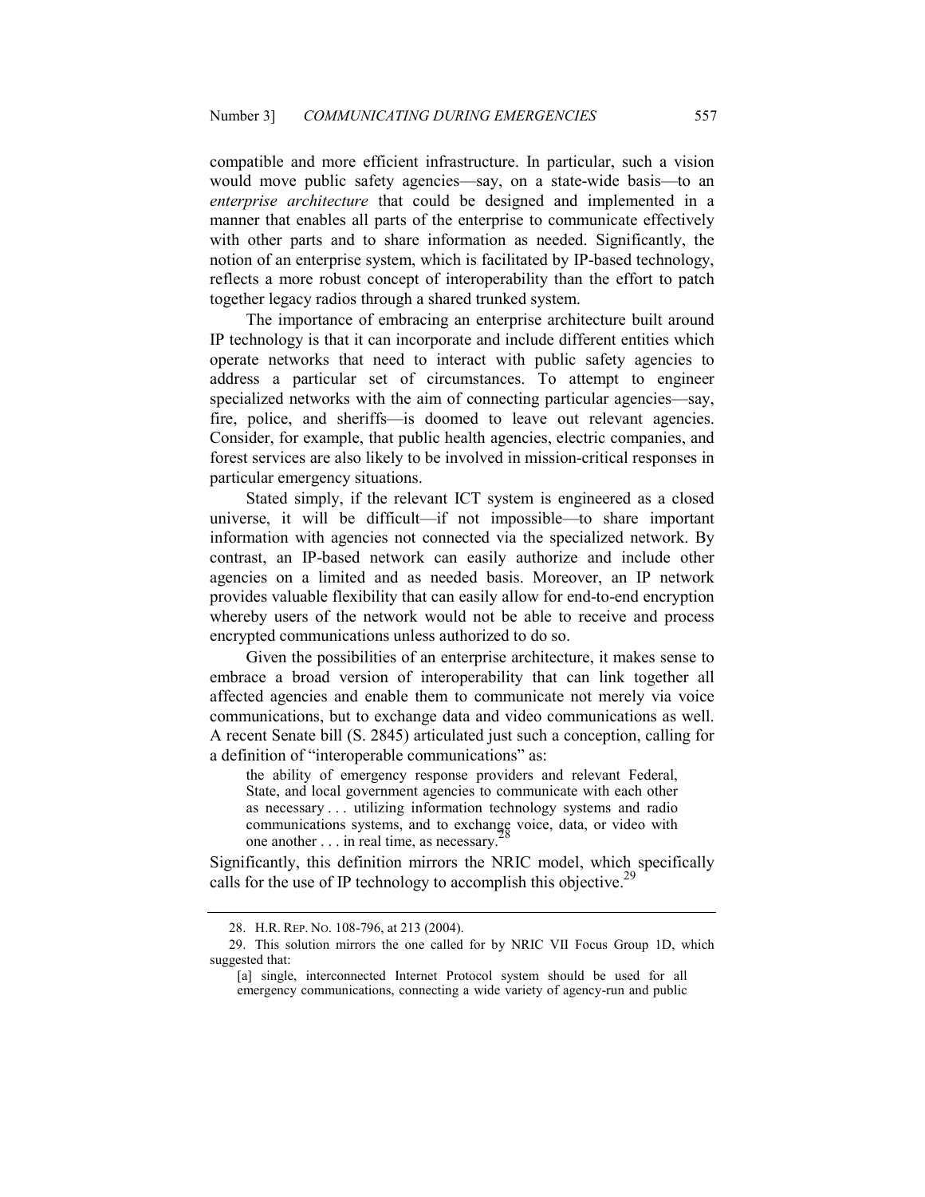compatible and more efficient infrastructure. In particular, such a vision would move public safety agencies—say, on a state-wide basis—to an *enterprise architecture* that could be designed and implemented in a manner that enables all parts of the enterprise to communicate effectively with other parts and to share information as needed. Significantly, the notion of an enterprise system, which is facilitated by IP-based technology, reflects a more robust concept of interoperability than the effort to patch together legacy radios through a shared trunked system.

The importance of embracing an enterprise architecture built around IP technology is that it can incorporate and include different entities which operate networks that need to interact with public safety agencies to address a particular set of circumstances. To attempt to engineer specialized networks with the aim of connecting particular agencies—say, fire, police, and sheriffs—is doomed to leave out relevant agencies. Consider, for example, that public health agencies, electric companies, and forest services are also likely to be involved in mission-critical responses in particular emergency situations.

Stated simply, if the relevant ICT system is engineered as a closed universe, it will be difficult—if not impossible—to share important information with agencies not connected via the specialized network. By contrast, an IP-based network can easily authorize and include other agencies on a limited and as needed basis. Moreover, an IP network provides valuable flexibility that can easily allow for end-to-end encryption whereby users of the network would not be able to receive and process encrypted communications unless authorized to do so.

Given the possibilities of an enterprise architecture, it makes sense to embrace a broad version of interoperability that can link together all affected agencies and enable them to communicate not merely via voice communications, but to exchange data and video communications as well. A recent Senate bill (S. 2845) articulated just such a conception, calling for a definition of "interoperable communications" as:

> the ability of emergency response providers and relevant Federal, State, and local government agencies to communicate with each other as necessary . . . utilizing information technology systems and radio communications systems, and to exchange voice, data, or video with one another . . . in real time, as necessary.[28]

Significantly, this definition mirrors the NRIC model, which specifically calls for the use of IP technology to accomplish this objective.[29]

---

28. H.R. REP. NO. 108-796, at 213 (2004).

29. This solution mirrors the one called for by NRIC VII Focus Group 1D, which suggested that:

> [a] single, interconnected Internet Protocol system should be used for all emergency communications, connecting a wide variety of agency-run and public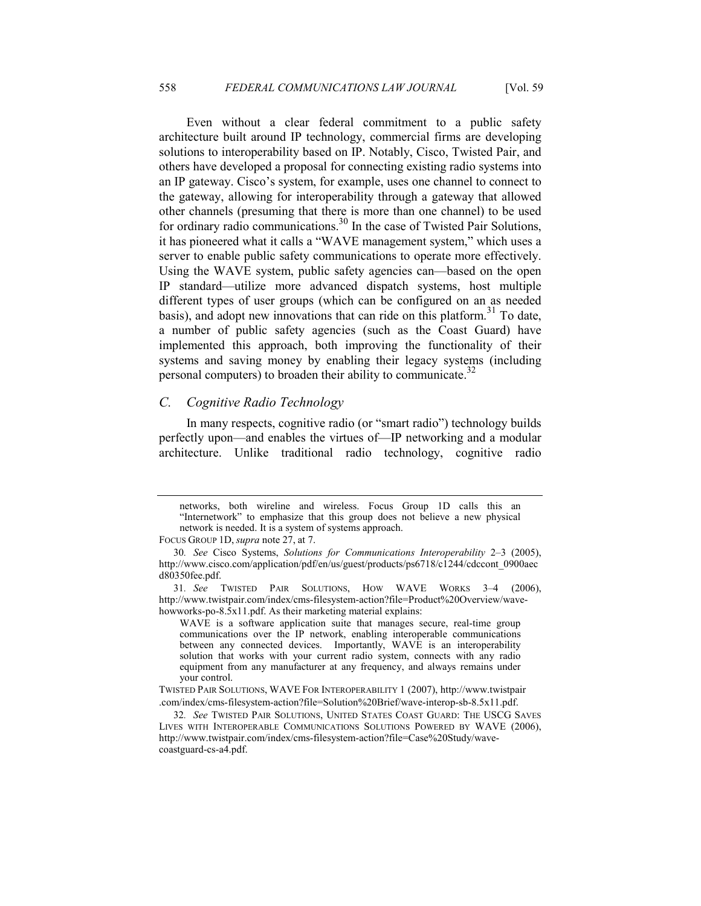Even without a clear federal commitment to a public safety architecture built around IP technology, commercial firms are developing solutions to interoperability based on IP. Notably, Cisco, Twisted Pair, and others have developed a proposal for connecting existing radio systems into an IP gateway. Cisco's system, for example, uses one channel to connect to the gateway, allowing for interoperability through a gateway that allowed other channels (presuming that there is more than one channel) to be used for ordinary radio communications.[30] In the case of Twisted Pair Solutions, it has pioneered what it calls a "WAVE management system," which uses a server to enable public safety communications to operate more effectively. Using the WAVE system, public safety agencies can—based on the open IP standard—utilize more advanced dispatch systems, host multiple different types of user groups (which can be configured on an as needed basis), and adopt new innovations that can ride on this platform.[31] To date, a number of public safety agencies (such as the Coast Guard) have implemented this approach, both improving the functionality of their systems and saving money by enabling their legacy systems (including personal computers) to broaden their ability to communicate.[32]

## C. *Cognitive Radio Technology*

In many respects, cognitive radio (or "smart radio") technology builds perfectly upon—and enables the virtues of—IP networking and a modular architecture. Unlike traditional radio technology, cognitive radio

---

> networks, both wireline and wireless. Focus Group 1D calls this an "Internetwork" to emphasize that this group does not believe a new physical network is needed. It is a system of systems approach.

FOCUS GROUP 1D, *supra* note 27, at 7.

30. *See* Cisco Systems, *Solutions for Communications Interoperability* 2–3 (2005), http://www.cisco.com/application/pdf/en/us/guest/products/ps6718/c1244/cdccont_0900aecd80350fee.pdf.

31. *See* TWISTED PAIR SOLUTIONS, HOW WAVE WORKS 3–4 (2006), http://www.twistpair.com/index/cms-filesystem-action?file=Product%20Overview/wave-howworks-po-8.5x11.pdf. As their marketing material explains:

> WAVE is a software application suite that manages secure, real-time group communications over the IP network, enabling interoperable communications between any connected devices. Importantly, WAVE is an interoperability solution that works with your current radio system, connects with any radio equipment from any manufacturer at any frequency, and always remains under your control.

TWISTED PAIR SOLUTIONS, WAVE FOR INTEROPERABILITY 1 (2007), http://www.twistpair.com/index/cms-filesystem-action?file=Solution%20Brief/wave-interop-sb-8.5x11.pdf.

32. *See* TWISTED PAIR SOLUTIONS, UNITED STATES COAST GUARD: THE USCG SAVES LIVES WITH INTEROPERABLE COMMUNICATIONS SOLUTIONS POWERED BY WAVE (2006), http://www.twistpair.com/index/cms-filesystem-action?file=Case%20Study/wave-coastguard-cs-a4.pdf.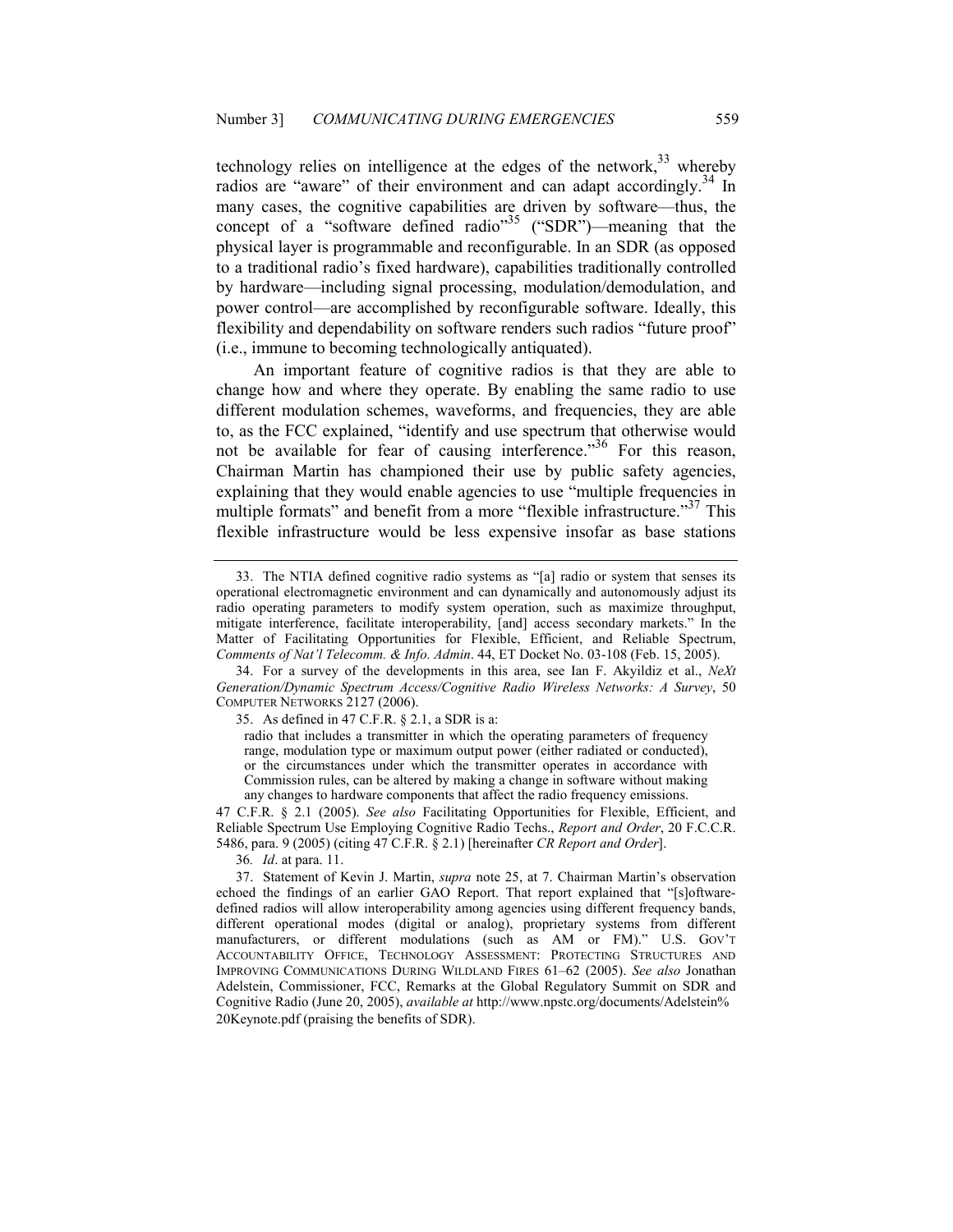technology relies on intelligence at the edges of the network,[33] whereby radios are "aware" of their environment and can adapt accordingly.[34] In many cases, the cognitive capabilities are driven by software—thus, the concept of a "software defined radio"[35] ("SDR")—meaning that the physical layer is programmable and reconfigurable. In an SDR (as opposed to a traditional radio's fixed hardware), capabilities traditionally controlled by hardware—including signal processing, modulation/demodulation, and power control—are accomplished by reconfigurable software. Ideally, this flexibility and dependability on software renders such radios "future proof" (i.e., immune to becoming technologically antiquated).

An important feature of cognitive radios is that they are able to change how and where they operate. By enabling the same radio to use different modulation schemes, waveforms, and frequencies, they are able to, as the FCC explained, "identify and use spectrum that otherwise would not be available for fear of causing interference."[36] For this reason, Chairman Martin has championed their use by public safety agencies, explaining that they would enable agencies to use "multiple frequencies in multiple formats" and benefit from a more "flexible infrastructure."[37] This flexible infrastructure would be less expensive insofar as base stations

---

33. The NTIA defined cognitive radio systems as "[a] radio or system that senses its operational electromagnetic environment and can dynamically and autonomously adjust its radio operating parameters to modify system operation, such as maximize throughput, mitigate interference, facilitate interoperability, [and] access secondary markets." In the Matter of Facilitating Opportunities for Flexible, Efficient, and Reliable Spectrum, *Comments of Nat'l Telecomm. & Info. Admin*. 44, ET Docket No. 03-108 (Feb. 15, 2005).

34. For a survey of the developments in this area, see Ian F. Akyildiz et al., *NeXt Generation/Dynamic Spectrum Access/Cognitive Radio Wireless Networks: A Survey*, 50 COMPUTER NETWORKS 2127 (2006).

35. As defined in 47 C.F.R. § 2.1, a SDR is a:

> radio that includes a transmitter in which the operating parameters of frequency range, modulation type or maximum output power (either radiated or conducted), or the circumstances under which the transmitter operates in accordance with Commission rules, can be altered by making a change in software without making any changes to hardware components that affect the radio frequency emissions.

47 C.F.R. § 2.1 (2005). *See also* Facilitating Opportunities for Flexible, Efficient, and Reliable Spectrum Use Employing Cognitive Radio Techs., *Report and Order*, 20 F.C.C.R. 5486, para. 9 (2005) (citing 47 C.F.R. § 2.1) [hereinafter *CR Report and Order*].

36. *Id*. at para. 11.

37. Statement of Kevin J. Martin, *supra* note 25, at 7. Chairman Martin's observation echoed the findings of an earlier GAO Report. That report explained that "[s]oftware-defined radios will allow interoperability among agencies using different frequency bands, different operational modes (digital or analog), proprietary systems from different manufacturers, or different modulations (such as AM or FM)." U.S. GOV'T ACCOUNTABILITY OFFICE, TECHNOLOGY ASSESSMENT: PROTECTING STRUCTURES AND IMPROVING COMMUNICATIONS DURING WILDLAND FIRES 61–62 (2005). *See also* Jonathan Adelstein, Commissioner, FCC, Remarks at the Global Regulatory Summit on SDR and Cognitive Radio (June 20, 2005), *available at* http://www.npstc.org/documents/Adelstein%20Keynote.pdf (praising the benefits of SDR).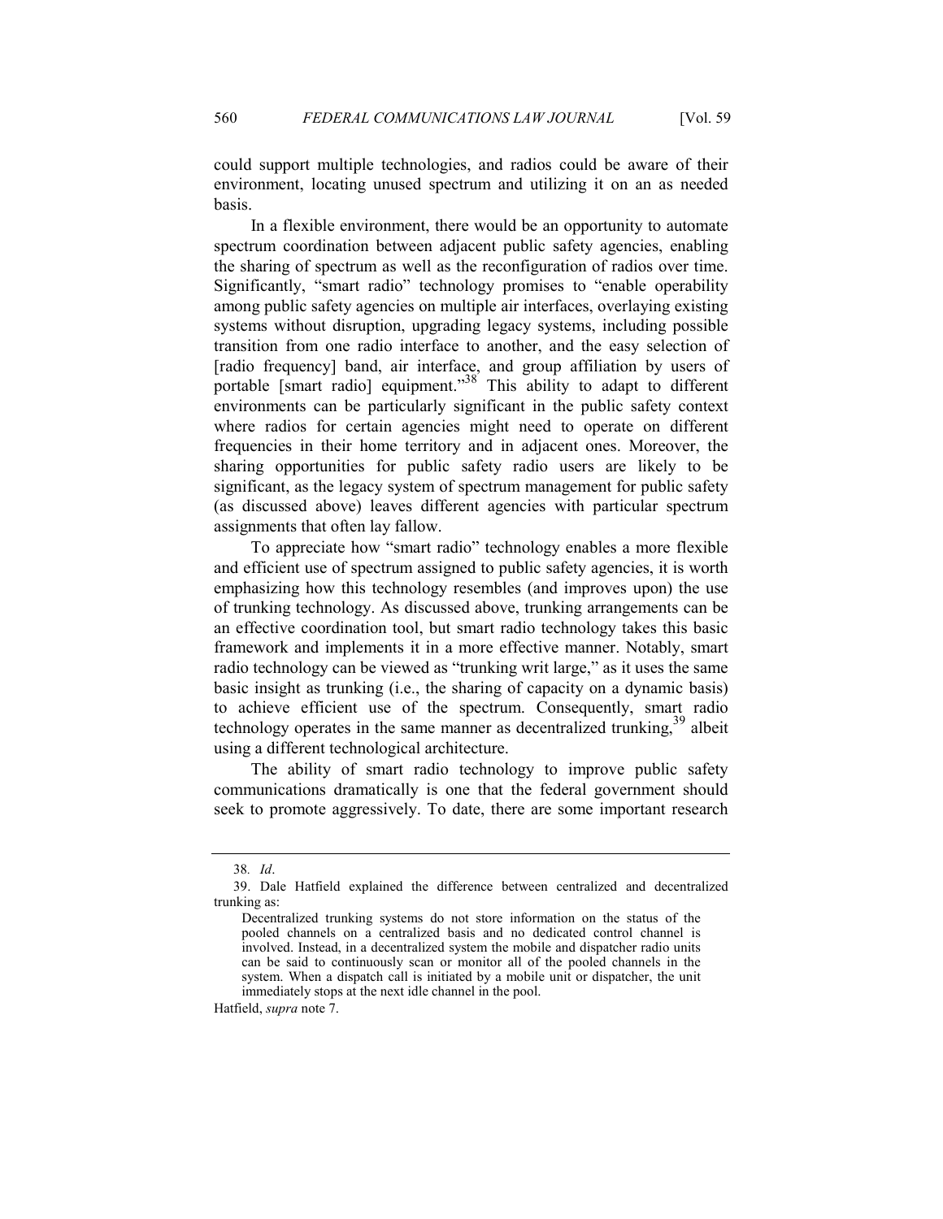could support multiple technologies, and radios could be aware of their environment, locating unused spectrum and utilizing it on an as needed basis.

In a flexible environment, there would be an opportunity to automate spectrum coordination between adjacent public safety agencies, enabling the sharing of spectrum as well as the reconfiguration of radios over time. Significantly, "smart radio" technology promises to "enable operability among public safety agencies on multiple air interfaces, overlaying existing systems without disruption, upgrading legacy systems, including possible transition from one radio interface to another, and the easy selection of [radio frequency] band, air interface, and group affiliation by users of portable [smart radio] equipment."[38] This ability to adapt to different environments can be particularly significant in the public safety context where radios for certain agencies might need to operate on different frequencies in their home territory and in adjacent ones. Moreover, the sharing opportunities for public safety radio users are likely to be significant, as the legacy system of spectrum management for public safety (as discussed above) leaves different agencies with particular spectrum assignments that often lay fallow.

To appreciate how "smart radio" technology enables a more flexible and efficient use of spectrum assigned to public safety agencies, it is worth emphasizing how this technology resembles (and improves upon) the use of trunking technology. As discussed above, trunking arrangements can be an effective coordination tool, but smart radio technology takes this basic framework and implements it in a more effective manner. Notably, smart radio technology can be viewed as "trunking writ large," as it uses the same basic insight as trunking (i.e., the sharing of capacity on a dynamic basis) to achieve efficient use of the spectrum. Consequently, smart radio technology operates in the same manner as decentralized trunking,[39] albeit using a different technological architecture.

The ability of smart radio technology to improve public safety communications dramatically is one that the federal government should seek to promote aggressively. To date, there are some important research

---

38. *Id*.

39. Dale Hatfield explained the difference between centralized and decentralized trunking as:

> Decentralized trunking systems do not store information on the status of the pooled channels on a centralized basis and no dedicated control channel is involved. Instead, in a decentralized system the mobile and dispatcher radio units can be said to continuously scan or monitor all of the pooled channels in the system. When a dispatch call is initiated by a mobile unit or dispatcher, the unit immediately stops at the next idle channel in the pool.

Hatfield, *supra* note 7.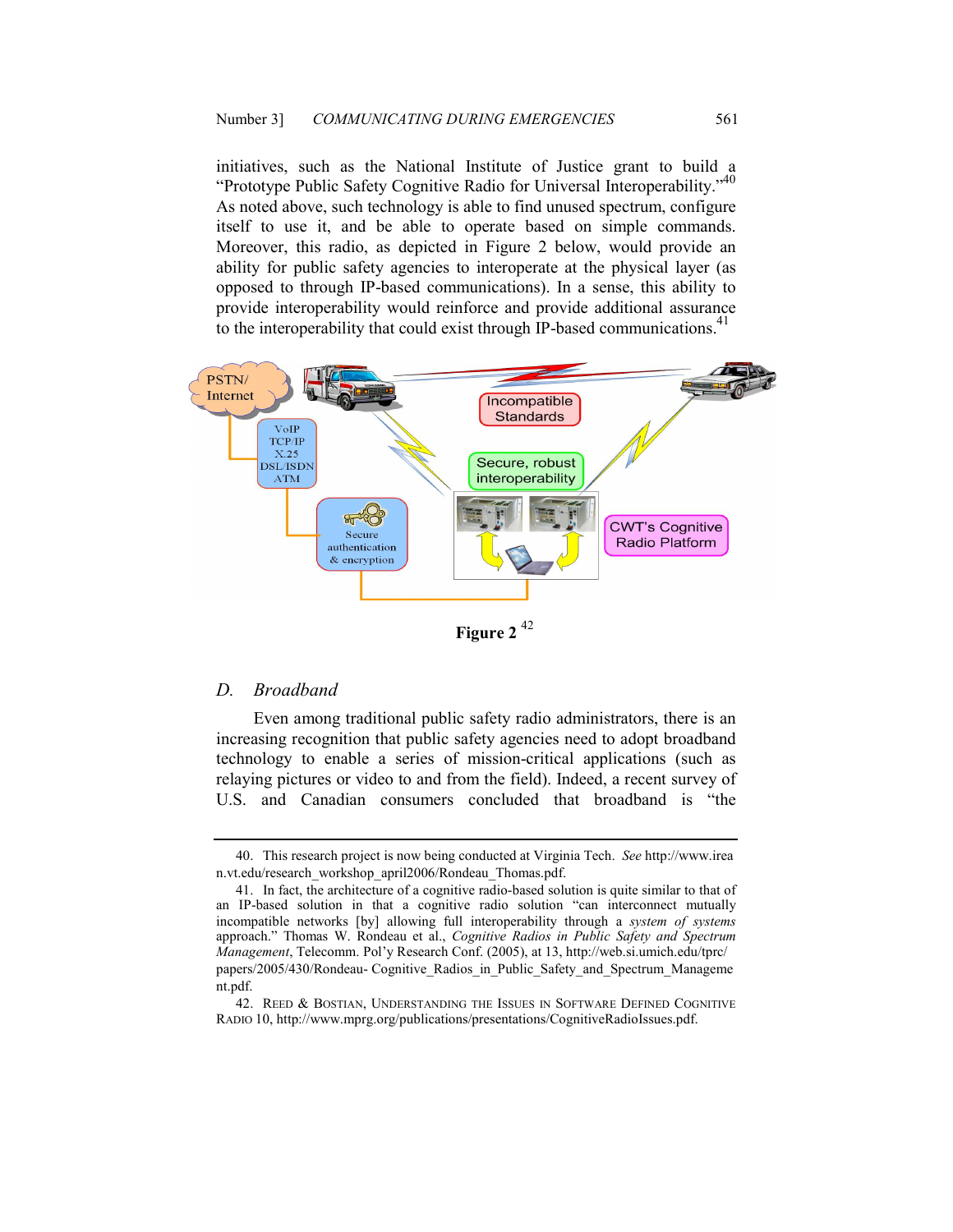initiatives, such as the National Institute of Justice grant to build a "Prototype Public Safety Cognitive Radio for Universal Interoperability."[40] As noted above, such technology is able to find unused spectrum, configure itself to use it, and be able to operate based on simple commands. Moreover, this radio, as depicted in Figure 2 below, would provide an ability for public safety agencies to interoperate at the physical layer (as opposed to through IP-based communications). In a sense, this ability to provide interoperability would reinforce and provide additional assurance to the interoperability that could exist through IP-based communications.[41]

**Figure 2** [42]

## *D. Broadband*

Even among traditional public safety radio administrators, there is an increasing recognition that public safety agencies need to adopt broadband technology to enable a series of mission-critical applications (such as relaying pictures or video to and from the field). Indeed, a recent survey of U.S. and Canadian consumers concluded that broadband is "the

---

40. This research project is now being conducted at Virginia Tech. *See* http://www.irean.vt.edu/research_workshop_april2006/Rondeau_Thomas.pdf.

41. In fact, the architecture of a cognitive radio-based solution is quite similar to that of an IP-based solution in that a cognitive radio solution "can interconnect mutually incompatible networks [by] allowing full interoperability through a *system of systems* approach." Thomas W. Rondeau et al., *Cognitive Radios in Public Safety and Spectrum Management*, Telecomm. Pol'y Research Conf. (2005), at 13, http://web.si.umich.edu/tprc/papers/2005/430/Rondeau- Cognitive_Radios_in_Public_Safety_and_Spectrum_Management.pdf.

42. REED & BOSTIAN, UNDERSTANDING THE ISSUES IN SOFTWARE DEFINED COGNITIVE RADIO 10, http://www.mprg.org/publications/presentations/CognitiveRadioIssues.pdf.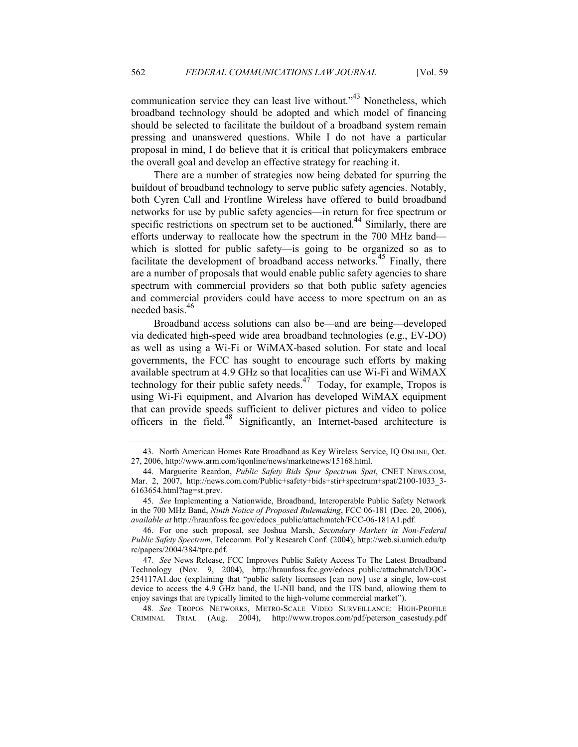communication service they can least live without."[43] Nonetheless, which broadband technology should be adopted and which model of financing should be selected to facilitate the buildout of a broadband system remain pressing and unanswered questions. While I do not have a particular proposal in mind, I do believe that it is critical that policymakers embrace the overall goal and develop an effective strategy for reaching it.

There are a number of strategies now being debated for spurring the buildout of broadband technology to serve public safety agencies. Notably, both Cyren Call and Frontline Wireless have offered to build broadband networks for use by public safety agencies—in return for free spectrum or specific restrictions on spectrum set to be auctioned.[44] Similarly, there are efforts underway to reallocate how the spectrum in the 700 MHz band—which is slotted for public safety—is going to be organized so as to facilitate the development of broadband access networks.[45] Finally, there are a number of proposals that would enable public safety agencies to share spectrum with commercial providers so that both public safety agencies and commercial providers could have access to more spectrum on an as needed basis.[46]

Broadband access solutions can also be—and are being—developed via dedicated high-speed wide area broadband technologies (e.g., EV-DO) as well as using a Wi-Fi or WiMAX-based solution. For state and local governments, the FCC has sought to encourage such efforts by making available spectrum at 4.9 GHz so that localities can use Wi-Fi and WiMAX technology for their public safety needs.[47] Today, for example, Tropos is using Wi-Fi equipment, and Alvarion has developed WiMAX equipment that can provide speeds sufficient to deliver pictures and video to police officers in the field.[48] Significantly, an Internet-based architecture is

---

43. North American Homes Rate Broadband as Key Wireless Service, IQ ONLINE, Oct. 27, 2006, http://www.arm.com/iqonline/news/marketnews/15168.html.

44. Marguerite Reardon, *Public Safety Bids Spur Spectrum Spat*, CNET NEWS.COM, Mar. 2, 2007, http://news.com.com/Public+safety+bids+stir+spectrum+spat/2100-1033_3-6163654.html?tag=st.prev.

45. *See* Implementing a Nationwide, Broadband, Interoperable Public Safety Network in the 700 MHz Band, *Ninth Notice of Proposed Rulemaking*, FCC 06-181 (Dec. 20, 2006), *available at* http://hraunfoss.fcc.gov/edocs_public/attachmatch/FCC-06-181A1.pdf.

46. For one such proposal, see Joshua Marsh, *Secondary Markets in Non-Federal Public Safety Spectrum*, Telecomm. Pol'y Research Conf. (2004), http://web.si.umich.edu/tprc/papers/2004/384/tprc.pdf.

47. *See* News Release, FCC Improves Public Safety Access To The Latest Broadband Technology (Nov. 9, 2004), http://hraunfoss.fcc.gov/edocs_public/attachmatch/DOC-254117A1.doc (explaining that "public safety licensees [can now] use a single, low-cost device to access the 4.9 GHz band, the U-NII band, and the ITS band, allowing them to enjoy savings that are typically limited to the high-volume commercial market").

48. *See* TROPOS NETWORKS, METRO-SCALE VIDEO SURVEILLANCE: HIGH-PROFILE CRIMINAL TRIAL (Aug. 2004), http://www.tropos.com/pdf/peterson_casestudy.pdf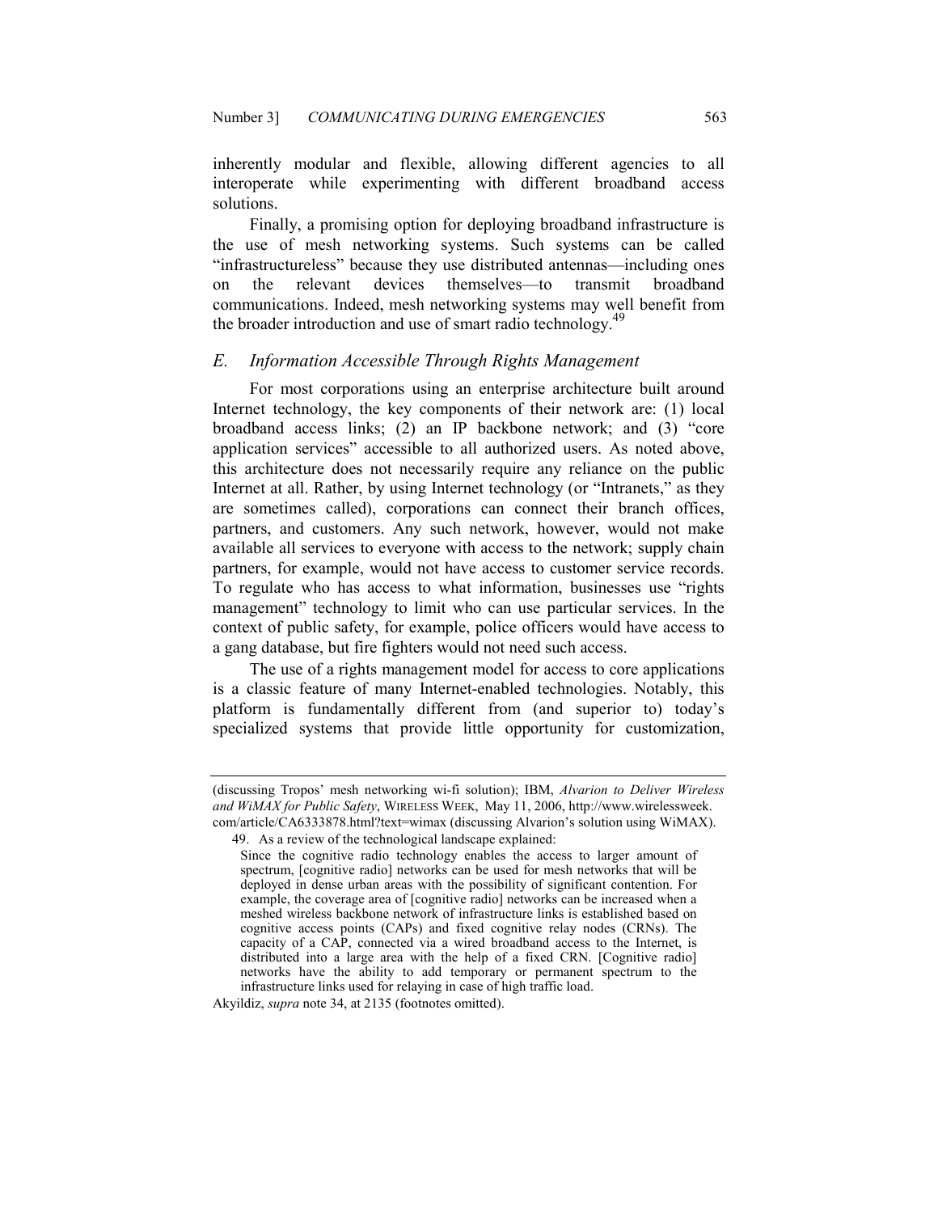inherently modular and flexible, allowing different agencies to all interoperate while experimenting with different broadband access solutions.

Finally, a promising option for deploying broadband infrastructure is the use of mesh networking systems. Such systems can be called "infrastructureless" because they use distributed antennas—including ones on the relevant devices themselves—to transmit broadband communications. Indeed, mesh networking systems may well benefit from the broader introduction and use of smart radio technology.[49]

## *E. Information Accessible Through Rights Management*

For most corporations using an enterprise architecture built around Internet technology, the key components of their network are: (1) local broadband access links; (2) an IP backbone network; and (3) "core application services" accessible to all authorized users. As noted above, this architecture does not necessarily require any reliance on the public Internet at all. Rather, by using Internet technology (or "Intranets," as they are sometimes called), corporations can connect their branch offices, partners, and customers. Any such network, however, would not make available all services to everyone with access to the network; supply chain partners, for example, would not have access to customer service records. To regulate who has access to what information, businesses use "rights management" technology to limit who can use particular services. In the context of public safety, for example, police officers would have access to a gang database, but fire fighters would not need such access.

The use of a rights management model for access to core applications is a classic feature of many Internet-enabled technologies. Notably, this platform is fundamentally different from (and superior to) today's specialized systems that provide little opportunity for customization,

---

(discussing Tropos' mesh networking wi-fi solution); IBM, *Alvarion to Deliver Wireless and WiMAX for Public Safety*, WIRELESS WEEK, May 11, 2006, http://www.wirelessweek.com/article/CA6333878.html?text=wimax (discussing Alvarion's solution using WiMAX).

49. As a review of the technological landscape explained:

> Since the cognitive radio technology enables the access to larger amount of spectrum, [cognitive radio] networks can be used for mesh networks that will be deployed in dense urban areas with the possibility of significant contention. For example, the coverage area of [cognitive radio] networks can be increased when a meshed wireless backbone network of infrastructure links is established based on cognitive access points (CAPs) and fixed cognitive relay nodes (CRNs). The capacity of a CAP, connected via a wired broadband access to the Internet, is distributed into a large area with the help of a fixed CRN. [Cognitive radio] networks have the ability to add temporary or permanent spectrum to the infrastructure links used for relaying in case of high traffic load.

Akyildiz, *supra* note 34, at 2135 (footnotes omitted).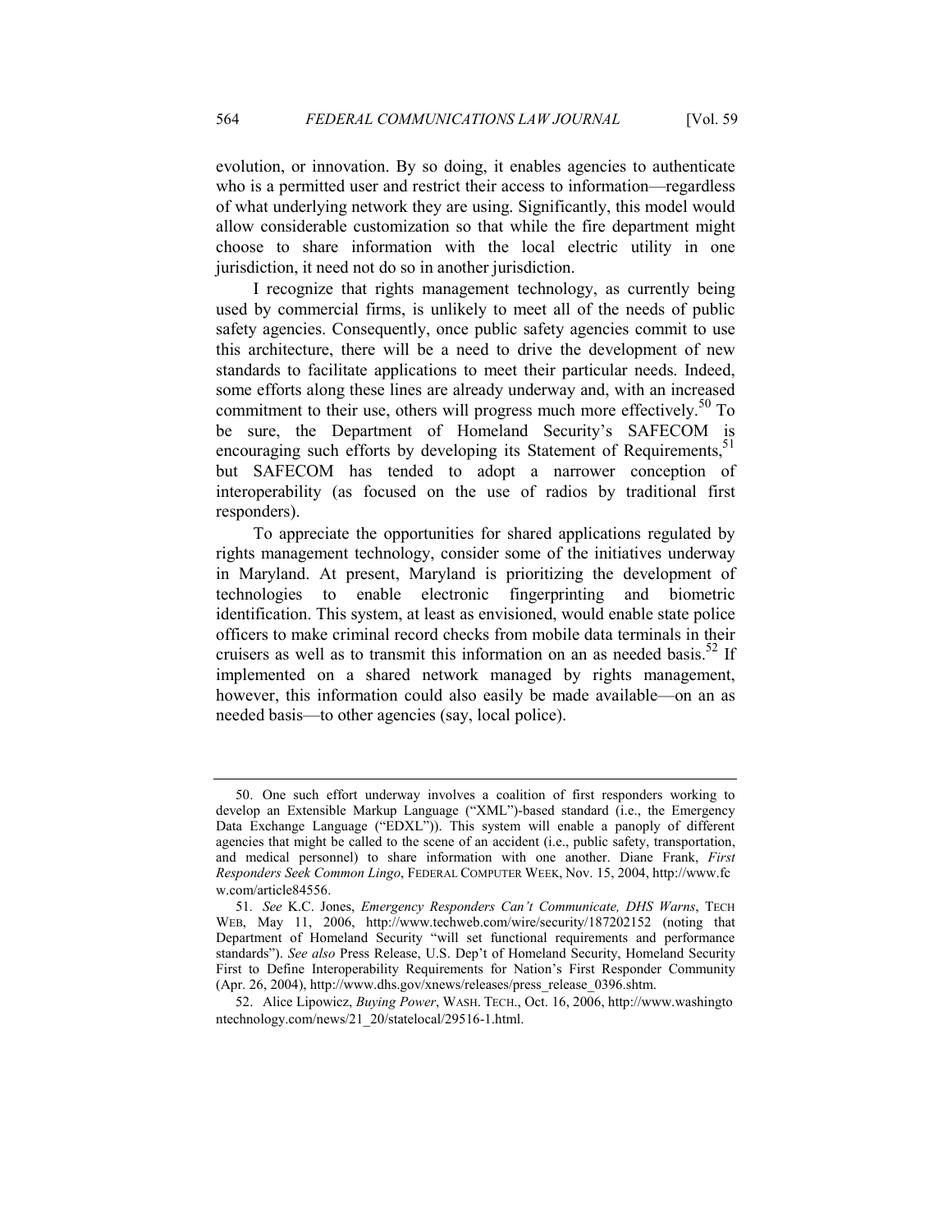evolution, or innovation. By so doing, it enables agencies to authenticate who is a permitted user and restrict their access to information—regardless of what underlying network they are using. Significantly, this model would allow considerable customization so that while the fire department might choose to share information with the local electric utility in one jurisdiction, it need not do so in another jurisdiction.

I recognize that rights management technology, as currently being used by commercial firms, is unlikely to meet all of the needs of public safety agencies. Consequently, once public safety agencies commit to use this architecture, there will be a need to drive the development of new standards to facilitate applications to meet their particular needs. Indeed, some efforts along these lines are already underway and, with an increased commitment to their use, others will progress much more effectively.[50] To be sure, the Department of Homeland Security's SAFECOM is encouraging such efforts by developing its Statement of Requirements,[51] but SAFECOM has tended to adopt a narrower conception of interoperability (as focused on the use of radios by traditional first responders).

To appreciate the opportunities for shared applications regulated by rights management technology, consider some of the initiatives underway in Maryland. At present, Maryland is prioritizing the development of technologies to enable electronic fingerprinting and biometric identification. This system, at least as envisioned, would enable state police officers to make criminal record checks from mobile data terminals in their cruisers as well as to transmit this information on an as needed basis.[52] If implemented on a shared network managed by rights management, however, this information could also easily be made available—on an as needed basis—to other agencies (say, local police).

---

50. One such effort underway involves a coalition of first responders working to develop an Extensible Markup Language ("XML")-based standard (i.e., the Emergency Data Exchange Language ("EDXL")). This system will enable a panoply of different agencies that might be called to the scene of an accident (i.e., public safety, transportation, and medical personnel) to share information with one another. Diane Frank, *First Responders Seek Common Lingo*, FEDERAL COMPUTER WEEK, Nov. 15, 2004, http://www.fcw.com/article84556.

51. *See* K.C. Jones, *Emergency Responders Can't Communicate, DHS Warns*, TECH WEB, May 11, 2006, http://www.techweb.com/wire/security/187202152 (noting that Department of Homeland Security "will set functional requirements and performance standards"). *See also* Press Release, U.S. Dep't of Homeland Security, Homeland Security First to Define Interoperability Requirements for Nation's First Responder Community (Apr. 26, 2004), http://www.dhs.gov/xnews/releases/press_release_0396.shtm.

52. Alice Lipowicz, *Buying Power*, WASH. TECH., Oct. 16, 2006, http://www.washingtontechnology.com/news/21_20/statelocal/29516-1.html.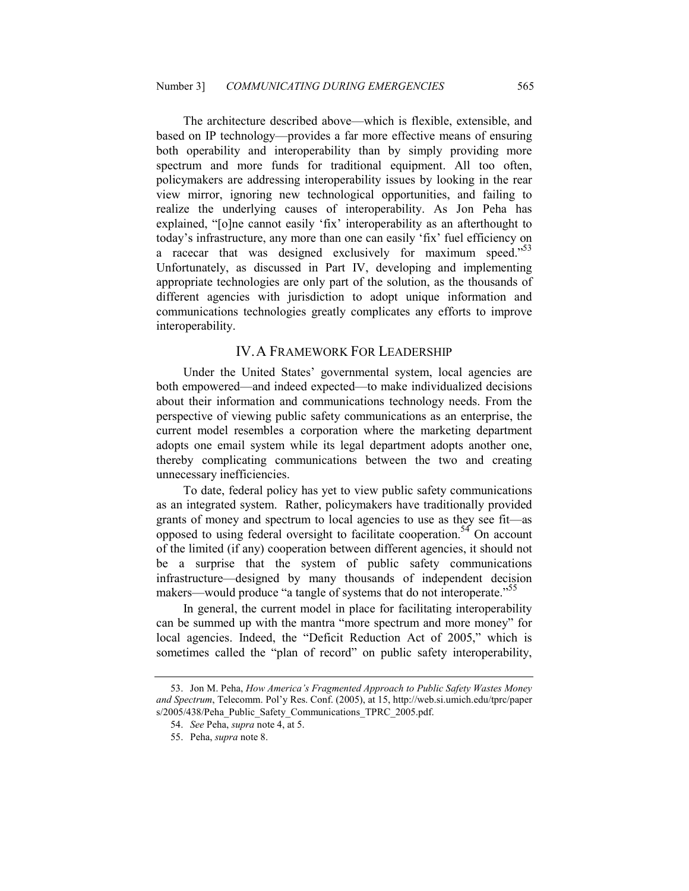The architecture described above—which is flexible, extensible, and based on IP technology—provides a far more effective means of ensuring both operability and interoperability than by simply providing more spectrum and more funds for traditional equipment. All too often, policymakers are addressing interoperability issues by looking in the rear view mirror, ignoring new technological opportunities, and failing to realize the underlying causes of interoperability. As Jon Peha has explained, "[o]ne cannot easily 'fix' interoperability as an afterthought to today's infrastructure, any more than one can easily 'fix' fuel efficiency on a racecar that was designed exclusively for maximum speed."[53] Unfortunately, as discussed in Part IV, developing and implementing appropriate technologies are only part of the solution, as the thousands of different agencies with jurisdiction to adopt unique information and communications technologies greatly complicates any efforts to improve interoperability.

## IV. A Framework For Leadership

Under the United States' governmental system, local agencies are both empowered—and indeed expected—to make individualized decisions about their information and communications technology needs. From the perspective of viewing public safety communications as an enterprise, the current model resembles a corporation where the marketing department adopts one email system while its legal department adopts another one, thereby complicating communications between the two and creating unnecessary inefficiencies.

To date, federal policy has yet to view public safety communications as an integrated system. Rather, policymakers have traditionally provided grants of money and spectrum to local agencies to use as they see fit—as opposed to using federal oversight to facilitate cooperation.[54] On account of the limited (if any) cooperation between different agencies, it should not be a surprise that the system of public safety communications infrastructure—designed by many thousands of independent decision makers—would produce "a tangle of systems that do not interoperate."[55]

In general, the current model in place for facilitating interoperability can be summed up with the mantra "more spectrum and more money" for local agencies. Indeed, the "Deficit Reduction Act of 2005," which is sometimes called the "plan of record" on public safety interoperability,

---

53. Jon M. Peha, *How America's Fragmented Approach to Public Safety Wastes Money and Spectrum*, Telecomm. Pol'y Res. Conf. (2005), at 15, http://web.si.umich.edu/tprc/papers/2005/438/Peha_Public_Safety_Communications_TPRC_2005.pdf.

54. *See* Peha, *supra* note 4, at 5.

55. Peha, *supra* note 8.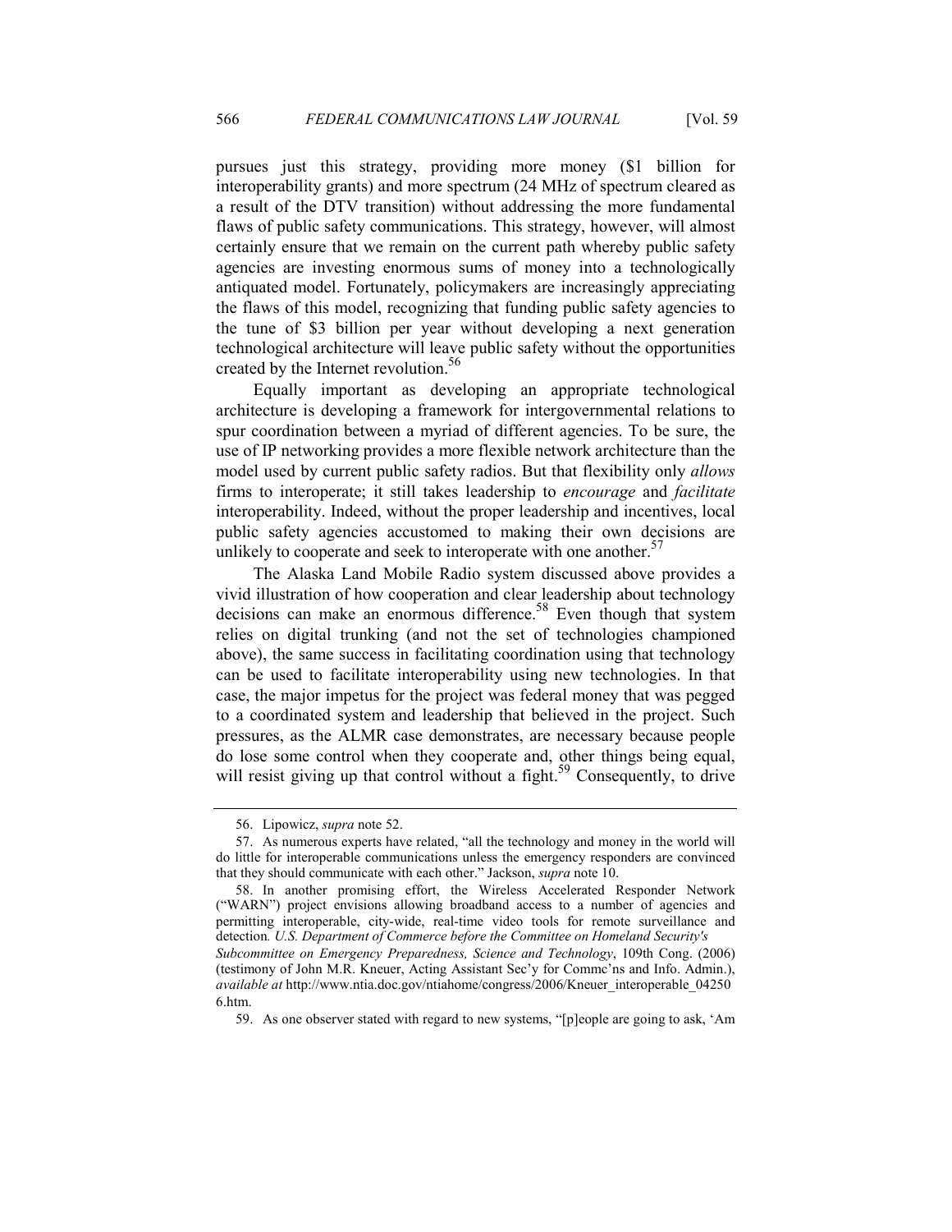pursues just this strategy, providing more money ($1 billion for interoperability grants) and more spectrum (24 MHz of spectrum cleared as a result of the DTV transition) without addressing the more fundamental flaws of public safety communications. This strategy, however, will almost certainly ensure that we remain on the current path whereby public safety agencies are investing enormous sums of money into a technologically antiquated model. Fortunately, policymakers are increasingly appreciating the flaws of this model, recognizing that funding public safety agencies to the tune of $3 billion per year without developing a next generation technological architecture will leave public safety without the opportunities created by the Internet revolution.[56]

Equally important as developing an appropriate technological architecture is developing a framework for intergovernmental relations to spur coordination between a myriad of different agencies. To be sure, the use of IP networking provides a more flexible network architecture than the model used by current public safety radios. But that flexibility only *allows* firms to interoperate; it still takes leadership to *encourage* and *facilitate* interoperability. Indeed, without the proper leadership and incentives, local public safety agencies accustomed to making their own decisions are unlikely to cooperate and seek to interoperate with one another.[57]

The Alaska Land Mobile Radio system discussed above provides a vivid illustration of how cooperation and clear leadership about technology decisions can make an enormous difference.[58] Even though that system relies on digital trunking (and not the set of technologies championed above), the same success in facilitating coordination using that technology can be used to facilitate interoperability using new technologies. In that case, the major impetus for the project was federal money that was pegged to a coordinated system and leadership that believed in the project. Such pressures, as the ALMR case demonstrates, are necessary because people do lose some control when they cooperate and, other things being equal, will resist giving up that control without a fight.[59] Consequently, to drive

---

56. Lipowicz, *supra* note 52.

57. As numerous experts have related, "all the technology and money in the world will do little for interoperable communications unless the emergency responders are convinced that they should communicate with each other." Jackson, *supra* note 10.

58. In another promising effort, the Wireless Accelerated Responder Network ("WARN") project envisions allowing broadband access to a number of agencies and permitting interoperable, city-wide, real-time video tools for remote surveillance and detection. *U.S. Department of Commerce before the Committee on Homeland Security's Subcommittee on Emergency Preparedness, Science and Technology*, 109th Cong. (2006) (testimony of John M.R. Kneuer, Acting Assistant Sec'y for Commc'ns and Info. Admin.), *available at* http://www.ntia.doc.gov/ntiahome/congress/2006/Kneuer_interoperable_042506.htm.

59. As one observer stated with regard to new systems, "[p]eople are going to ask, 'Am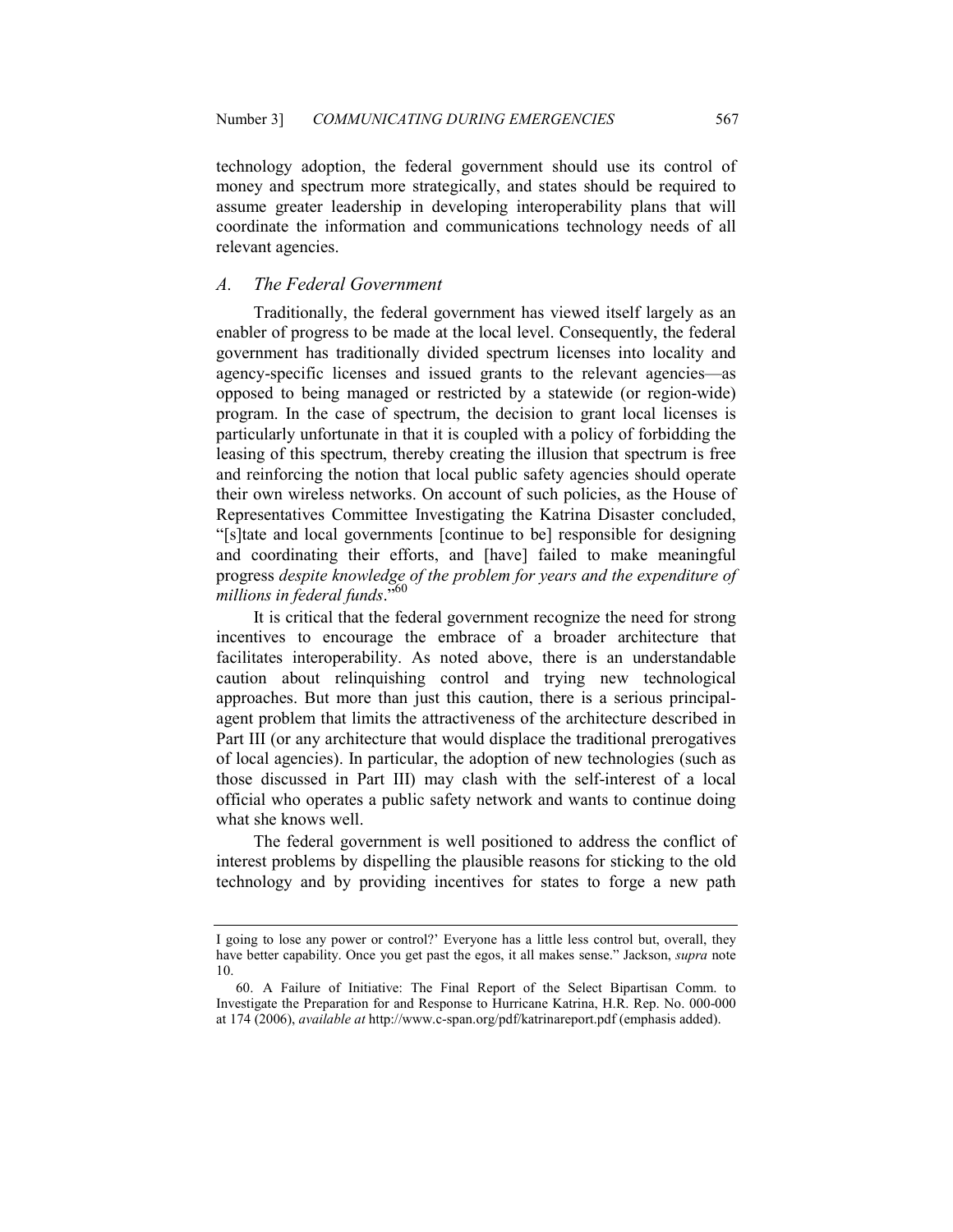technology adoption, the federal government should use its control of money and spectrum more strategically, and states should be required to assume greater leadership in developing interoperability plans that will coordinate the information and communications technology needs of all relevant agencies.

### *A. The Federal Government*

Traditionally, the federal government has viewed itself largely as an enabler of progress to be made at the local level. Consequently, the federal government has traditionally divided spectrum licenses into locality and agency-specific licenses and issued grants to the relevant agencies—as opposed to being managed or restricted by a statewide (or region-wide) program. In the case of spectrum, the decision to grant local licenses is particularly unfortunate in that it is coupled with a policy of forbidding the leasing of this spectrum, thereby creating the illusion that spectrum is free and reinforcing the notion that local public safety agencies should operate their own wireless networks. On account of such policies, as the House of Representatives Committee Investigating the Katrina Disaster concluded, "[s]tate and local governments [continue to be] responsible for designing and coordinating their efforts, and [have] failed to make meaningful progress *despite knowledge of the problem for years and the expenditure of millions in federal funds*."[60]

It is critical that the federal government recognize the need for strong incentives to encourage the embrace of a broader architecture that facilitates interoperability. As noted above, there is an understandable caution about relinquishing control and trying new technological approaches. But more than just this caution, there is a serious principal-agent problem that limits the attractiveness of the architecture described in Part III (or any architecture that would displace the traditional prerogatives of local agencies). In particular, the adoption of new technologies (such as those discussed in Part III) may clash with the self-interest of a local official who operates a public safety network and wants to continue doing what she knows well.

The federal government is well positioned to address the conflict of interest problems by dispelling the plausible reasons for sticking to the old technology and by providing incentives for states to forge a new path

---

I going to lose any power or control?' Everyone has a little less control but, overall, they have better capability. Once you get past the egos, it all makes sense." Jackson, *supra* note 10.

60. A Failure of Initiative: The Final Report of the Select Bipartisan Comm. to Investigate the Preparation for and Response to Hurricane Katrina, H.R. Rep. No. 000-000 at 174 (2006), *available at* http://www.c-span.org/pdf/katrinareport.pdf (emphasis added).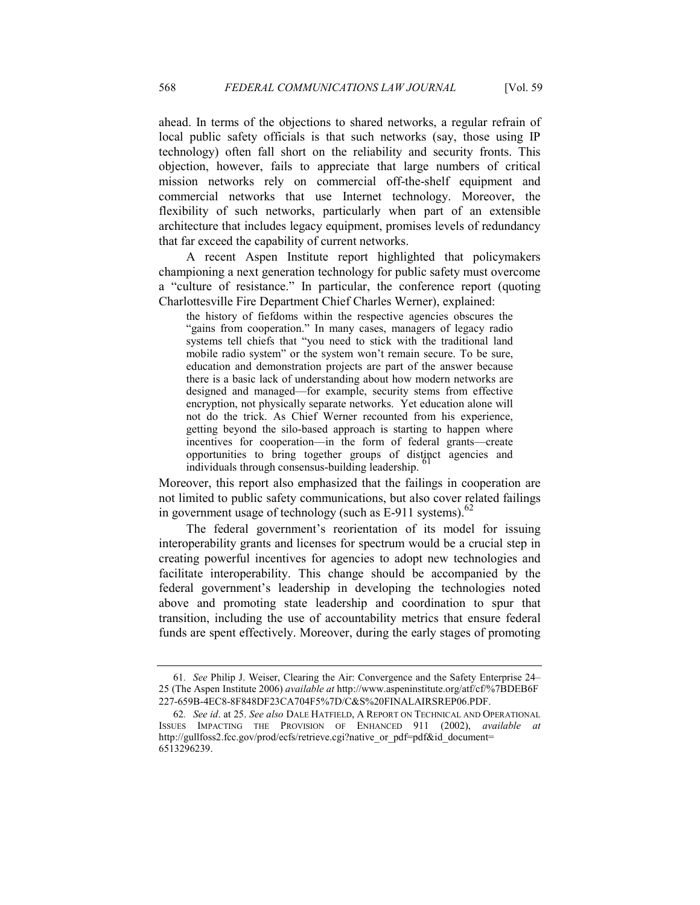ahead. In terms of the objections to shared networks, a regular refrain of local public safety officials is that such networks (say, those using IP technology) often fall short on the reliability and security fronts. This objection, however, fails to appreciate that large numbers of critical mission networks rely on commercial off-the-shelf equipment and commercial networks that use Internet technology. Moreover, the flexibility of such networks, particularly when part of an extensible architecture that includes legacy equipment, promises levels of redundancy that far exceed the capability of current networks.

A recent Aspen Institute report highlighted that policymakers championing a next generation technology for public safety must overcome a "culture of resistance." In particular, the conference report (quoting Charlottesville Fire Department Chief Charles Werner), explained:

> the history of fiefdoms within the respective agencies obscures the "gains from cooperation." In many cases, managers of legacy radio systems tell chiefs that "you need to stick with the traditional land mobile radio system" or the system won't remain secure. To be sure, education and demonstration projects are part of the answer because there is a basic lack of understanding about how modern networks are designed and managed—for example, security stems from effective encryption, not physically separate networks. Yet education alone will not do the trick. As Chief Werner recounted from his experience, getting beyond the silo-based approach is starting to happen where incentives for cooperation—in the form of federal grants—create opportunities to bring together groups of distinct agencies and individuals through consensus-building leadership.[61]

Moreover, this report also emphasized that the failings in cooperation are not limited to public safety communications, but also cover related failings in government usage of technology (such as E-911 systems).[62]

The federal government's reorientation of its model for issuing interoperability grants and licenses for spectrum would be a crucial step in creating powerful incentives for agencies to adopt new technologies and facilitate interoperability. This change should be accompanied by the federal government's leadership in developing the technologies noted above and promoting state leadership and coordination to spur that transition, including the use of accountability metrics that ensure federal funds are spent effectively. Moreover, during the early stages of promoting

---

61. *See* Philip J. Weiser, Clearing the Air: Convergence and the Safety Enterprise 24–25 (The Aspen Institute 2006) *available at* http://www.aspeninstitute.org/atf/cf/%7BDEB6F227-659B-4EC8-8F848DF23CA704F5%7D/C&S%20FINALAIRSREP06.PDF.

62. *See id*. at 25. *See also* DALE HATFIELD, A REPORT ON TECHNICAL AND OPERATIONAL ISSUES IMPACTING THE PROVISION OF ENHANCED 911 (2002), *available at* http://gullfoss2.fcc.gov/prod/ecfs/retrieve.cgi?native_or_pdf=pdf&id_document=6513296239.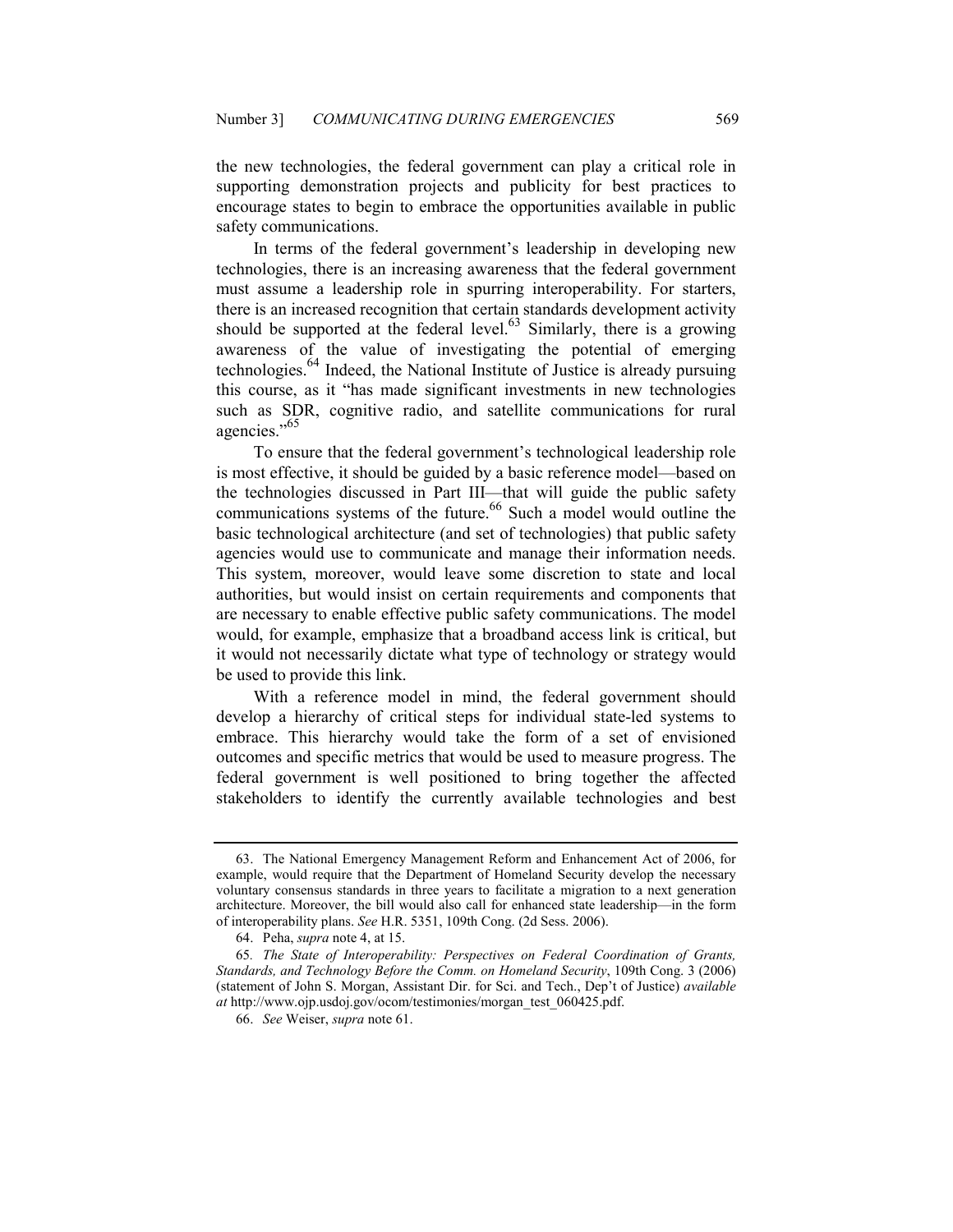the new technologies, the federal government can play a critical role in supporting demonstration projects and publicity for best practices to encourage states to begin to embrace the opportunities available in public safety communications.

In terms of the federal government's leadership in developing new technologies, there is an increasing awareness that the federal government must assume a leadership role in spurring interoperability. For starters, there is an increased recognition that certain standards development activity should be supported at the federal level.[63] Similarly, there is a growing awareness of the value of investigating the potential of emerging technologies.[64] Indeed, the National Institute of Justice is already pursuing this course, as it "has made significant investments in new technologies such as SDR, cognitive radio, and satellite communications for rural agencies."[65]

To ensure that the federal government's technological leadership role is most effective, it should be guided by a basic reference model—based on the technologies discussed in Part III—that will guide the public safety communications systems of the future.[66] Such a model would outline the basic technological architecture (and set of technologies) that public safety agencies would use to communicate and manage their information needs. This system, moreover, would leave some discretion to state and local authorities, but would insist on certain requirements and components that are necessary to enable effective public safety communications. The model would, for example, emphasize that a broadband access link is critical, but it would not necessarily dictate what type of technology or strategy would be used to provide this link.

With a reference model in mind, the federal government should develop a hierarchy of critical steps for individual state-led systems to embrace. This hierarchy would take the form of a set of envisioned outcomes and specific metrics that would be used to measure progress. The federal government is well positioned to bring together the affected stakeholders to identify the currently available technologies and best

---

63. The National Emergency Management Reform and Enhancement Act of 2006, for example, would require that the Department of Homeland Security develop the necessary voluntary consensus standards in three years to facilitate a migration to a next generation architecture. Moreover, the bill would also call for enhanced state leadership—in the form of interoperability plans. *See* H.R. 5351, 109th Cong. (2d Sess. 2006).

64. Peha, *supra* note 4, at 15.

65. *The State of Interoperability: Perspectives on Federal Coordination of Grants, Standards, and Technology Before the Comm. on Homeland Security*, 109th Cong. 3 (2006) (statement of John S. Morgan, Assistant Dir. for Sci. and Tech., Dep't of Justice) *available at* http://www.ojp.usdoj.gov/ocom/testimonies/morgan_test_060425.pdf.

66. *See* Weiser, *supra* note 61.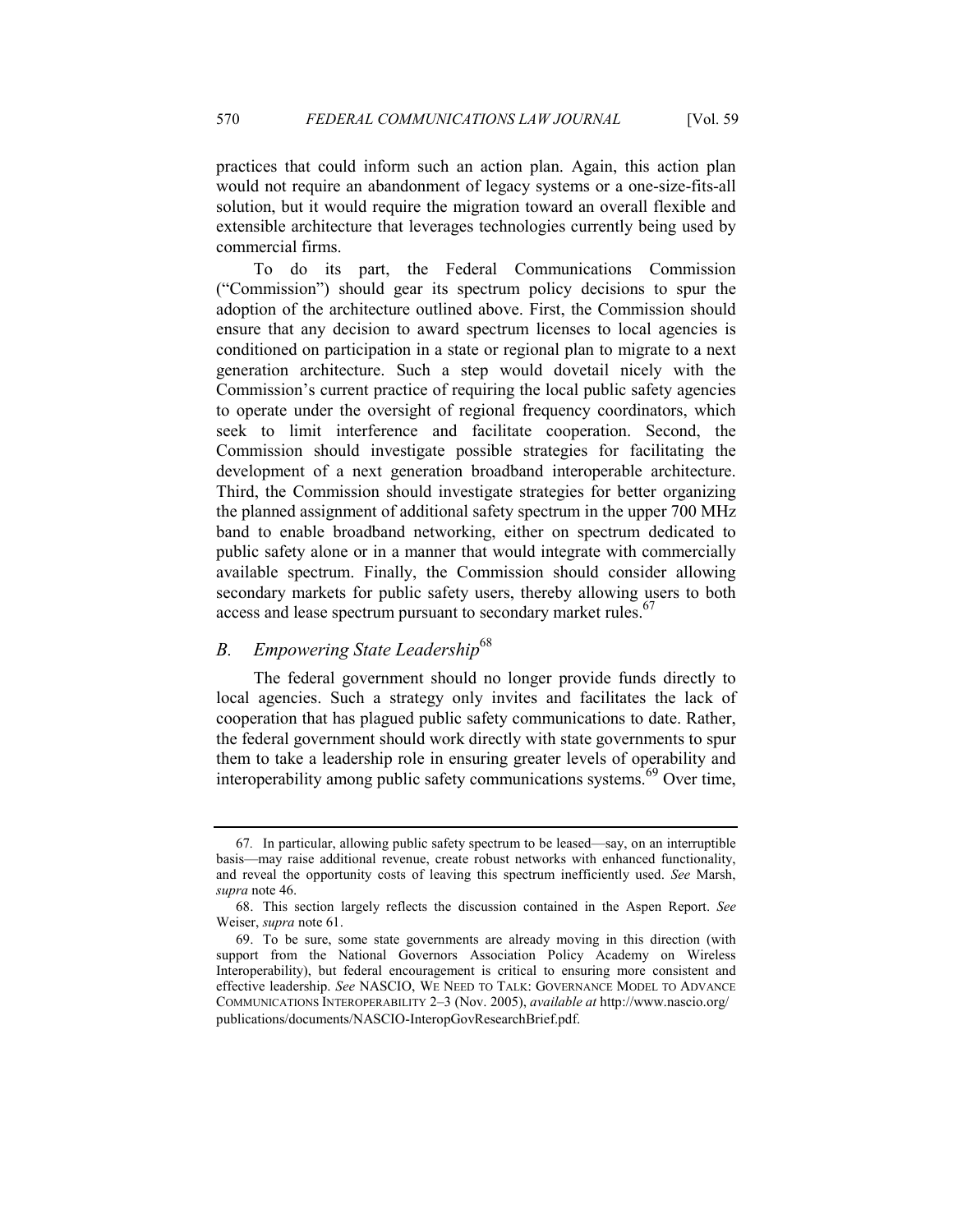practices that could inform such an action plan. Again, this action plan would not require an abandonment of legacy systems or a one-size-fits-all solution, but it would require the migration toward an overall flexible and extensible architecture that leverages technologies currently being used by commercial firms.

To do its part, the Federal Communications Commission ("Commission") should gear its spectrum policy decisions to spur the adoption of the architecture outlined above. First, the Commission should ensure that any decision to award spectrum licenses to local agencies is conditioned on participation in a state or regional plan to migrate to a next generation architecture. Such a step would dovetail nicely with the Commission's current practice of requiring the local public safety agencies to operate under the oversight of regional frequency coordinators, which seek to limit interference and facilitate cooperation. Second, the Commission should investigate possible strategies for facilitating the development of a next generation broadband interoperable architecture. Third, the Commission should investigate strategies for better organizing the planned assignment of additional safety spectrum in the upper 700 MHz band to enable broadband networking, either on spectrum dedicated to public safety alone or in a manner that would integrate with commercially available spectrum. Finally, the Commission should consider allowing secondary markets for public safety users, thereby allowing users to both access and lease spectrum pursuant to secondary market rules.[67]

## *B. Empowering State Leadership*[68]

The federal government should no longer provide funds directly to local agencies. Such a strategy only invites and facilitates the lack of cooperation that has plagued public safety communications to date. Rather, the federal government should work directly with state governments to spur them to take a leadership role in ensuring greater levels of operability and interoperability among public safety communications systems.[69] Over time,

---

67. In particular, allowing public safety spectrum to be leased—say, on an interruptible basis—may raise additional revenue, create robust networks with enhanced functionality, and reveal the opportunity costs of leaving this spectrum inefficiently used. *See* Marsh, *supra* note 46.

68. This section largely reflects the discussion contained in the Aspen Report. *See* Weiser, *supra* note 61.

69. To be sure, some state governments are already moving in this direction (with support from the National Governors Association Policy Academy on Wireless Interoperability), but federal encouragement is critical to ensuring more consistent and effective leadership. *See* NASCIO, WE NEED TO TALK: GOVERNANCE MODEL TO ADVANCE COMMUNICATIONS INTEROPERABILITY 2–3 (Nov. 2005), *available at* http://www.nascio.org/publications/documents/NASCIO-InteropGovResearchBrief.pdf.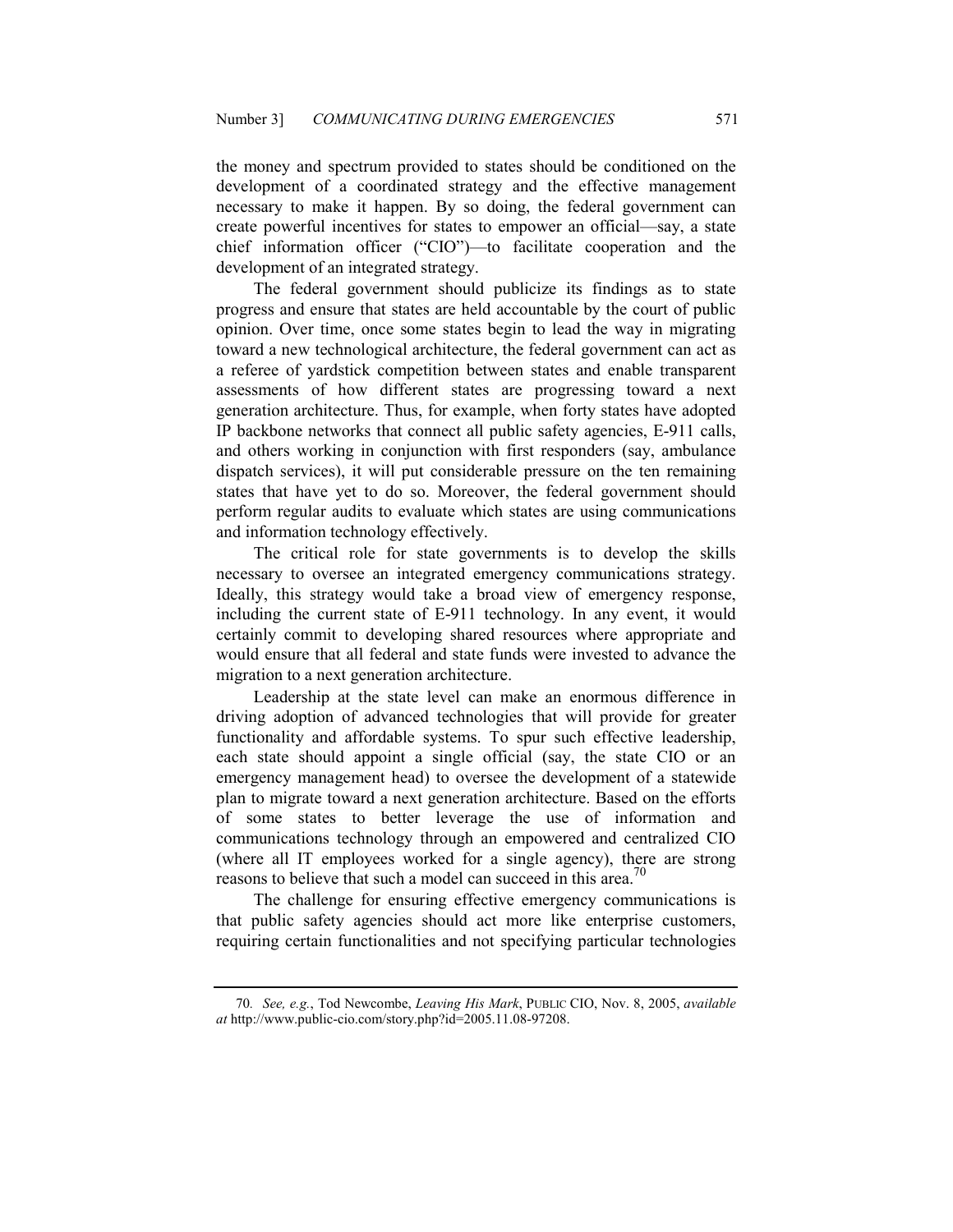the money and spectrum provided to states should be conditioned on the development of a coordinated strategy and the effective management necessary to make it happen. By so doing, the federal government can create powerful incentives for states to empower an official—say, a state chief information officer ("CIO")—to facilitate cooperation and the development of an integrated strategy.

The federal government should publicize its findings as to state progress and ensure that states are held accountable by the court of public opinion. Over time, once some states begin to lead the way in migrating toward a new technological architecture, the federal government can act as a referee of yardstick competition between states and enable transparent assessments of how different states are progressing toward a next generation architecture. Thus, for example, when forty states have adopted IP backbone networks that connect all public safety agencies, E-911 calls, and others working in conjunction with first responders (say, ambulance dispatch services), it will put considerable pressure on the ten remaining states that have yet to do so. Moreover, the federal government should perform regular audits to evaluate which states are using communications and information technology effectively.

The critical role for state governments is to develop the skills necessary to oversee an integrated emergency communications strategy. Ideally, this strategy would take a broad view of emergency response, including the current state of E-911 technology. In any event, it would certainly commit to developing shared resources where appropriate and would ensure that all federal and state funds were invested to advance the migration to a next generation architecture.

Leadership at the state level can make an enormous difference in driving adoption of advanced technologies that will provide for greater functionality and affordable systems. To spur such effective leadership, each state should appoint a single official (say, the state CIO or an emergency management head) to oversee the development of a statewide plan to migrate toward a next generation architecture. Based on the efforts of some states to better leverage the use of information and communications technology through an empowered and centralized CIO (where all IT employees worked for a single agency), there are strong reasons to believe that such a model can succeed in this area.[70]

The challenge for ensuring effective emergency communications is that public safety agencies should act more like enterprise customers, requiring certain functionalities and not specifying particular technologies

---

70. *See, e.g.*, Tod Newcombe, *Leaving His Mark*, PUBLIC CIO, Nov. 8, 2005, *available at* http://www.public-cio.com/story.php?id=2005.11.08-97208.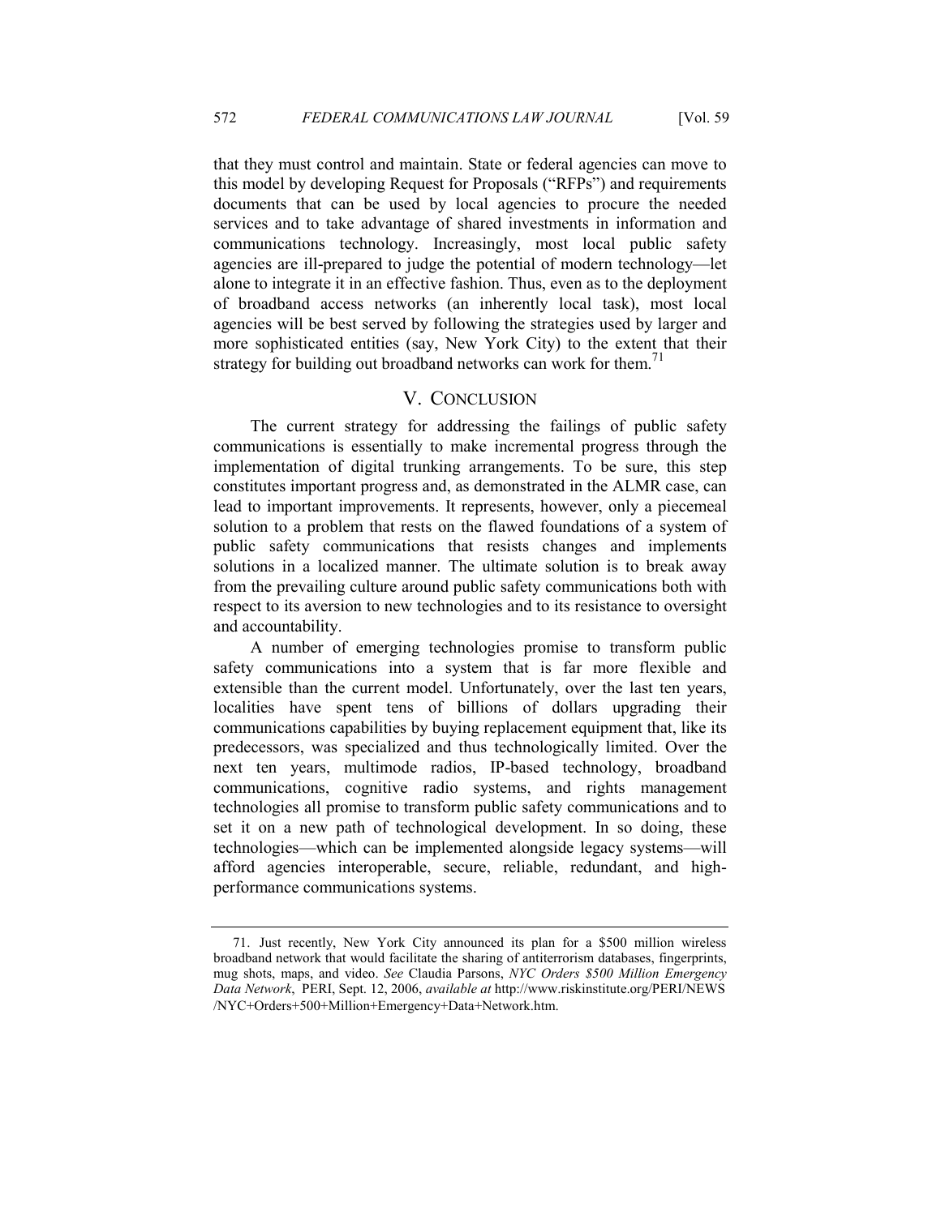that they must control and maintain. State or federal agencies can move to this model by developing Request for Proposals ("RFPs") and requirements documents that can be used by local agencies to procure the needed services and to take advantage of shared investments in information and communications technology. Increasingly, most local public safety agencies are ill-prepared to judge the potential of modern technology—let alone to integrate it in an effective fashion. Thus, even as to the deployment of broadband access networks (an inherently local task), most local agencies will be best served by following the strategies used by larger and more sophisticated entities (say, New York City) to the extent that their strategy for building out broadband networks can work for them.[71]

## V. CONCLUSION

The current strategy for addressing the failings of public safety communications is essentially to make incremental progress through the implementation of digital trunking arrangements. To be sure, this step constitutes important progress and, as demonstrated in the ALMR case, can lead to important improvements. It represents, however, only a piecemeal solution to a problem that rests on the flawed foundations of a system of public safety communications that resists changes and implements solutions in a localized manner. The ultimate solution is to break away from the prevailing culture around public safety communications both with respect to its aversion to new technologies and to its resistance to oversight and accountability.

A number of emerging technologies promise to transform public safety communications into a system that is far more flexible and extensible than the current model. Unfortunately, over the last ten years, localities have spent tens of billions of dollars upgrading their communications capabilities by buying replacement equipment that, like its predecessors, was specialized and thus technologically limited. Over the next ten years, multimode radios, IP-based technology, broadband communications, cognitive radio systems, and rights management technologies all promise to transform public safety communications and to set it on a new path of technological development. In so doing, these technologies—which can be implemented alongside legacy systems—will afford agencies interoperable, secure, reliable, redundant, and high-performance communications systems.

---

71. Just recently, New York City announced its plan for a $500 million wireless broadband network that would facilitate the sharing of antiterrorism databases, fingerprints, mug shots, maps, and video. *See* Claudia Parsons, *NYC Orders $500 Million Emergency Data Network*, PERI, Sept. 12, 2006, *available at* http://www.riskinstitute.org/PERI/NEWS/NYC+Orders+500+Million+Emergency+Data+Network.htm.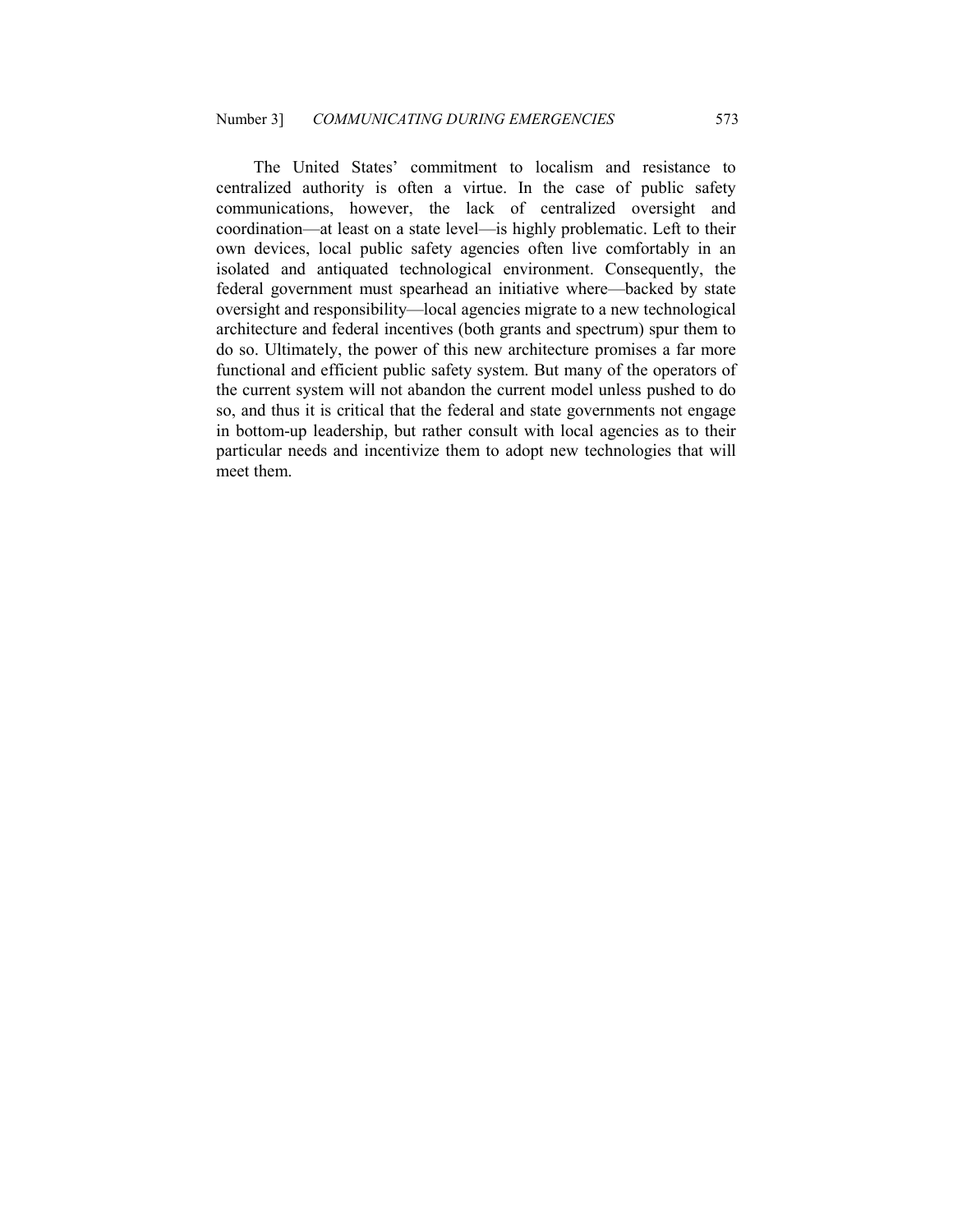The United States' commitment to localism and resistance to centralized authority is often a virtue. In the case of public safety communications, however, the lack of centralized oversight and coordination—at least on a state level—is highly problematic. Left to their own devices, local public safety agencies often live comfortably in an isolated and antiquated technological environment. Consequently, the federal government must spearhead an initiative where—backed by state oversight and responsibility—local agencies migrate to a new technological architecture and federal incentives (both grants and spectrum) spur them to do so. Ultimately, the power of this new architecture promises a far more functional and efficient public safety system. But many of the operators of the current system will not abandon the current model unless pushed to do so, and thus it is critical that the federal and state governments not engage in bottom-up leadership, but rather consult with local agencies as to their particular needs and incentivize them to adopt new technologies that will meet them.